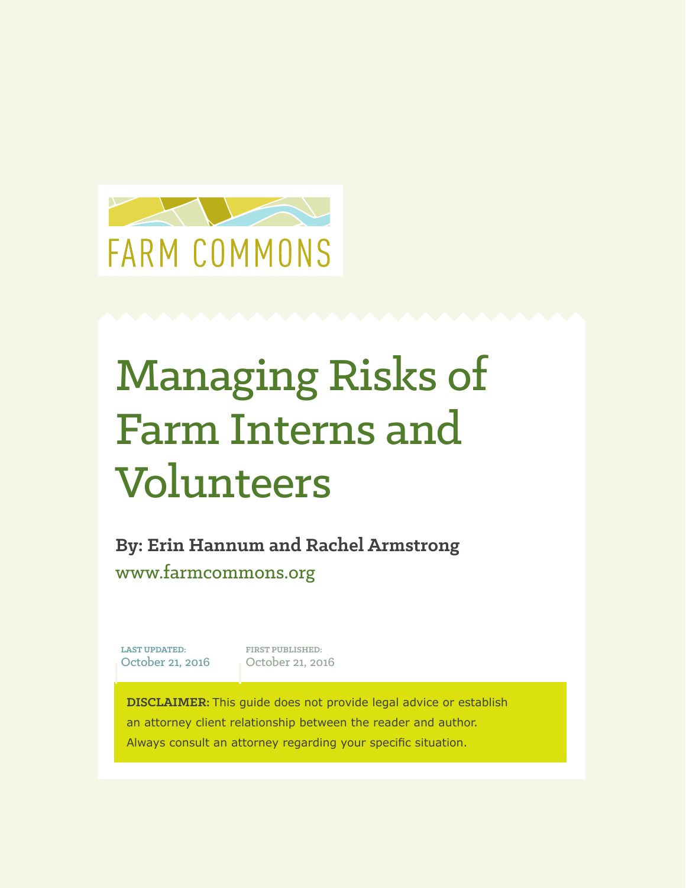FARM COMMONS

# Managing Risks of Farm Interns and Volunteers

**By: Erin Hannum and Rachel Armstrong**

www.farmcommons.org

LAST UPDATED:
October 21, 2016

FIRST PUBLISHED:
October 21, 2016

**DISCLAIMER:** This guide does not provide legal advice or establish an attorney client relationship between the reader and author. Always consult an attorney regarding your specific situation.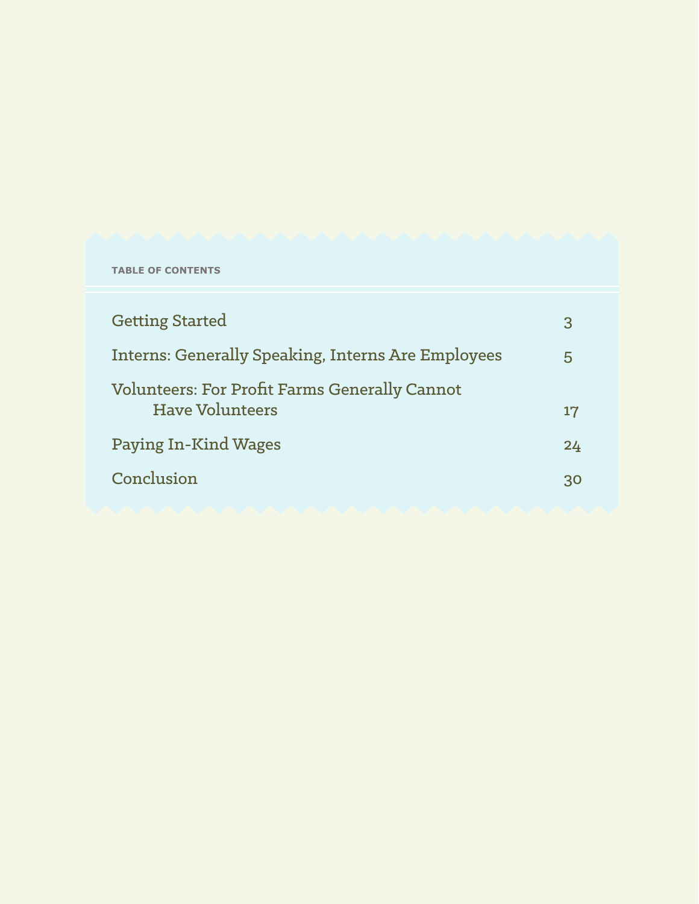TABLE OF CONTENTS

| | |
|---|---|
| Getting Started | 3 |
| Interns: Generally Speaking, Interns Are Employees | 5 |
| Volunteers: For Profit Farms Generally Cannot Have Volunteers | 17 |
| Paying In-Kind Wages | 24 |
| Conclusion | 30 |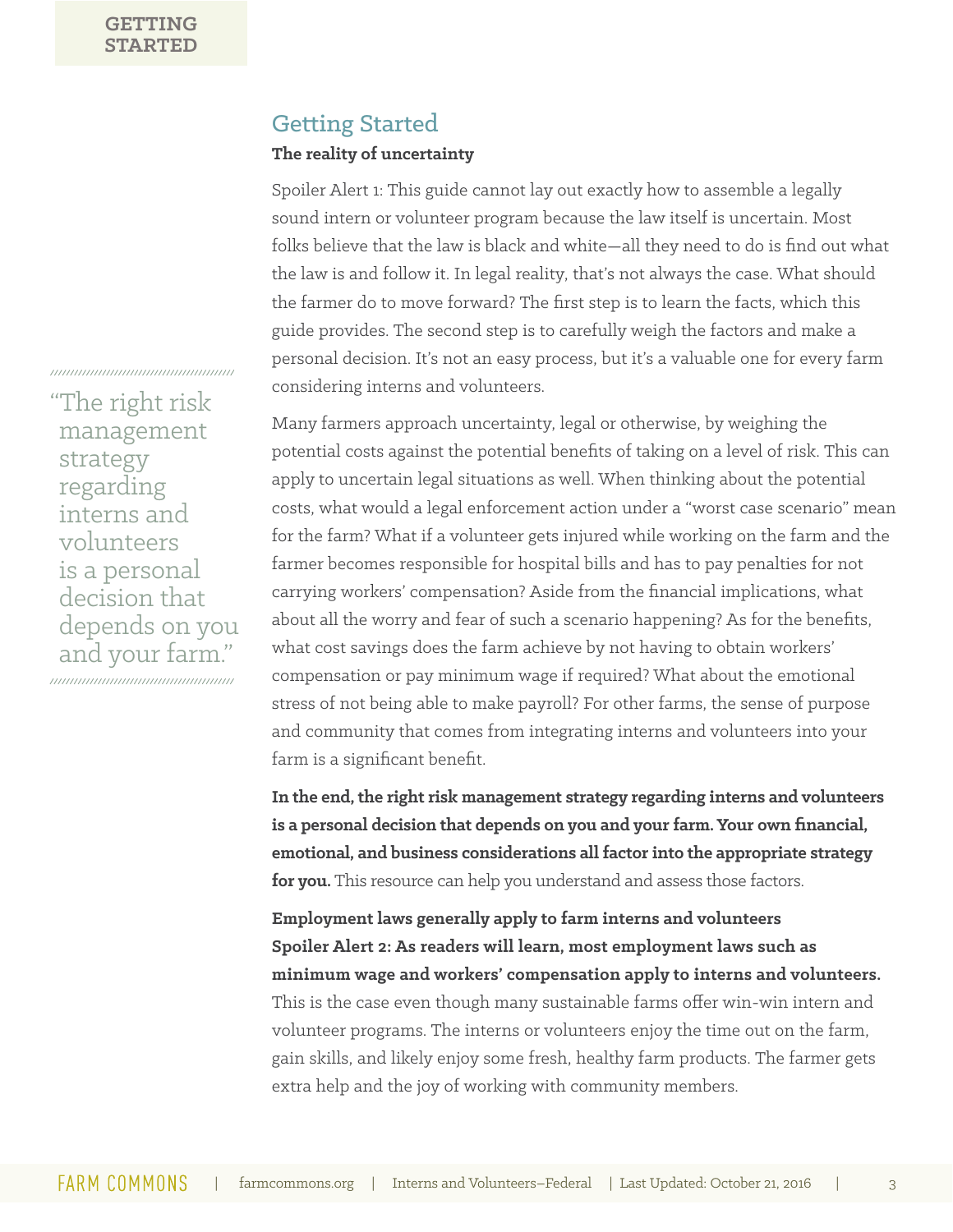## Getting Started

**The reality of uncertainty**

Spoiler Alert 1: This guide cannot lay out exactly how to assemble a legally sound intern or volunteer program because the law itself is uncertain. Most folks believe that the law is black and white—all they need to do is find out what the law is and follow it. In legal reality, that's not always the case. What should the farmer do to move forward? The first step is to learn the facts, which this guide provides. The second step is to carefully weigh the factors and make a personal decision. It's not an easy process, but it's a valuable one for every farm considering interns and volunteers.

> "The right risk management strategy regarding interns and volunteers is a personal decision that depends on you and your farm."

Many farmers approach uncertainty, legal or otherwise, by weighing the potential costs against the potential benefits of taking on a level of risk. This can apply to uncertain legal situations as well. When thinking about the potential costs, what would a legal enforcement action under a "worst case scenario" mean for the farm? What if a volunteer gets injured while working on the farm and the farmer becomes responsible for hospital bills and has to pay penalties for not carrying workers' compensation? Aside from the financial implications, what about all the worry and fear of such a scenario happening? As for the benefits, what cost savings does the farm achieve by not having to obtain workers' compensation or pay minimum wage if required? What about the emotional stress of not being able to make payroll? For other farms, the sense of purpose and community that comes from integrating interns and volunteers into your farm is a significant benefit.

**In the end, the right risk management strategy regarding interns and volunteers is a personal decision that depends on you and your farm. Your own financial, emotional, and business considerations all factor into the appropriate strategy for you.** This resource can help you understand and assess those factors.

**Employment laws generally apply to farm interns and volunteers**

**Spoiler Alert 2: As readers will learn, most employment laws such as minimum wage and workers' compensation apply to interns and volunteers.** This is the case even though many sustainable farms offer win-win intern and volunteer programs. The interns or volunteers enjoy the time out on the farm, gain skills, and likely enjoy some fresh, healthy farm products. The farmer gets extra help and the joy of working with community members.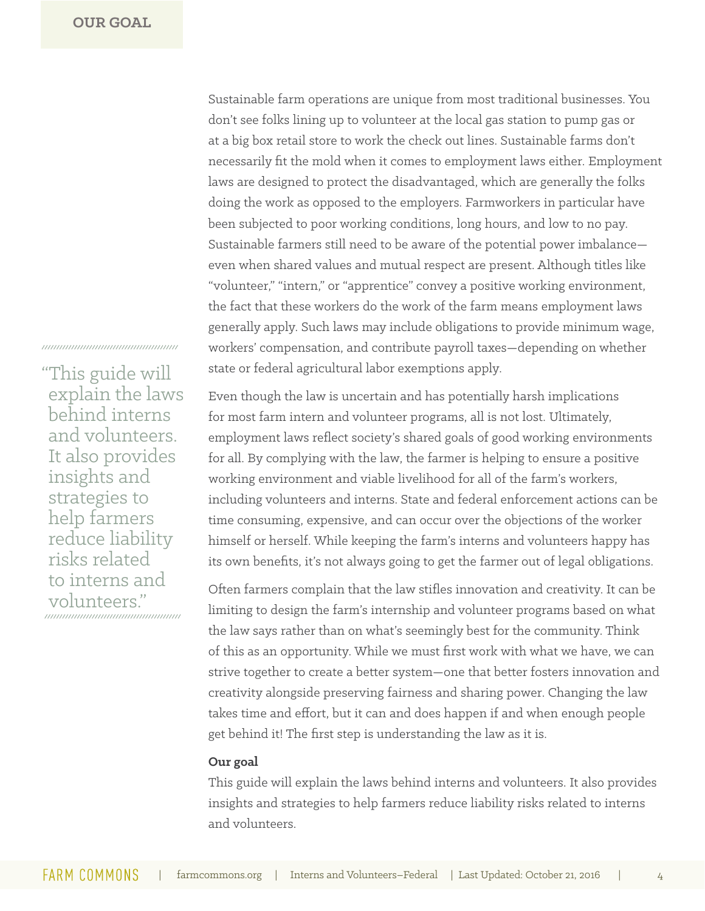# OUR GOAL

Sustainable farm operations are unique from most traditional businesses. You don't see folks lining up to volunteer at the local gas station to pump gas or at a big box retail store to work the check out lines. Sustainable farms don't necessarily fit the mold when it comes to employment laws either. Employment laws are designed to protect the disadvantaged, which are generally the folks doing the work as opposed to the employers. Farmworkers in particular have been subjected to poor working conditions, long hours, and low to no pay. Sustainable farmers still need to be aware of the potential power imbalance—even when shared values and mutual respect are present. Although titles like "volunteer," "intern," or "apprentice" convey a positive working environment, the fact that these workers do the work of the farm means employment laws generally apply. Such laws may include obligations to provide minimum wage, workers' compensation, and contribute payroll taxes—depending on whether state or federal agricultural labor exemptions apply.

> "This guide will explain the laws behind interns and volunteers. It also provides insights and strategies to help farmers reduce liability risks related to interns and volunteers."

Even though the law is uncertain and has potentially harsh implications for most farm intern and volunteer programs, all is not lost. Ultimately, employment laws reflect society's shared goals of good working environments for all. By complying with the law, the farmer is helping to ensure a positive working environment and viable livelihood for all of the farm's workers, including volunteers and interns. State and federal enforcement actions can be time consuming, expensive, and can occur over the objections of the worker himself or herself. While keeping the farm's interns and volunteers happy has its own benefits, it's not always going to get the farmer out of legal obligations.

Often farmers complain that the law stifles innovation and creativity. It can be limiting to design the farm's internship and volunteer programs based on what the law says rather than on what's seemingly best for the community. Think of this as an opportunity. While we must first work with what we have, we can strive together to create a better system—one that better fosters innovation and creativity alongside preserving fairness and sharing power. Changing the law takes time and effort, but it can and does happen if and when enough people get behind it! The first step is understanding the law as it is.

**Our goal**

This guide will explain the laws behind interns and volunteers. It also provides insights and strategies to help farmers reduce liability risks related to interns and volunteers.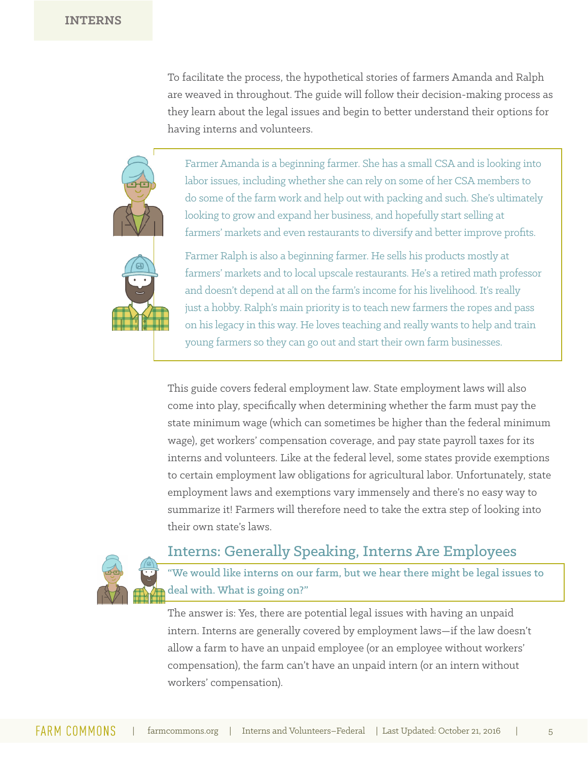To facilitate the process, the hypothetical stories of farmers Amanda and Ralph are weaved in throughout. The guide will follow their decision-making process as they learn about the legal issues and begin to better understand their options for having interns and volunteers.

> Farmer Amanda is a beginning farmer. She has a small CSA and is looking into labor issues, including whether she can rely on some of her CSA members to do some of the farm work and help out with packing and such. She's ultimately looking to grow and expand her business, and hopefully start selling at farmers' markets and even restaurants to diversify and better improve profits.
>
> Farmer Ralph is also a beginning farmer. He sells his products mostly at farmers' markets and to local upscale restaurants. He's a retired math professor and doesn't depend at all on the farm's income for his livelihood. It's really just a hobby. Ralph's main priority is to teach new farmers the ropes and pass on his legacy in this way. He loves teaching and really wants to help and train young farmers so they can go out and start their own farm businesses.

This guide covers federal employment law. State employment laws will also come into play, specifically when determining whether the farm must pay the state minimum wage (which can sometimes be higher than the federal minimum wage), get workers' compensation coverage, and pay state payroll taxes for its interns and volunteers. Like at the federal level, some states provide exemptions to certain employment law obligations for agricultural labor. Unfortunately, state employment laws and exemptions vary immensely and there's no easy way to summarize it! Farmers will therefore need to take the extra step of looking into their own state's laws.

## Interns: Generally Speaking, Interns Are Employees

> **"We would like interns on our farm, but we hear there might be legal issues to deal with. What is going on?"**

The answer is: Yes, there are potential legal issues with having an unpaid intern. Interns are generally covered by employment laws—if the law doesn't allow a farm to have an unpaid employee (or an employee without workers' compensation), the farm can't have an unpaid intern (or an intern without workers' compensation).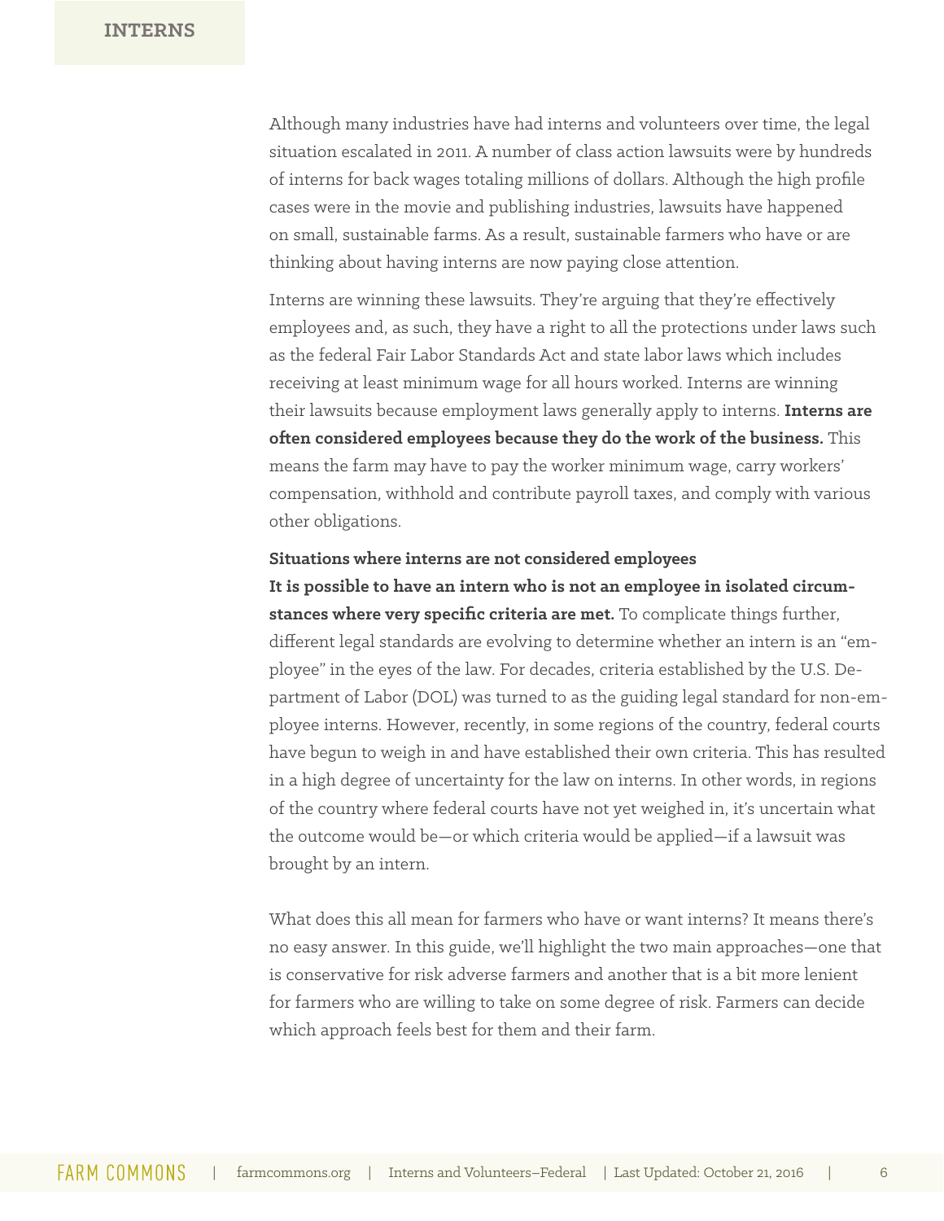Although many industries have had interns and volunteers over time, the legal situation escalated in 2011. A number of class action lawsuits were by hundreds of interns for back wages totaling millions of dollars. Although the high profile cases were in the movie and publishing industries, lawsuits have happened on small, sustainable farms. As a result, sustainable farmers who have or are thinking about having interns are now paying close attention.

Interns are winning these lawsuits. They're arguing that they're effectively employees and, as such, they have a right to all the protections under laws such as the federal Fair Labor Standards Act and state labor laws which includes receiving at least minimum wage for all hours worked. Interns are winning their lawsuits because employment laws generally apply to interns. **Interns are often considered employees because they do the work of the business.** This means the farm may have to pay the worker minimum wage, carry workers' compensation, withhold and contribute payroll taxes, and comply with various other obligations.

**Situations where interns are not considered employees**

**It is possible to have an intern who is not an employee in isolated circumstances where very specific criteria are met.** To complicate things further, different legal standards are evolving to determine whether an intern is an "employee" in the eyes of the law. For decades, criteria established by the U.S. Department of Labor (DOL) was turned to as the guiding legal standard for non-employee interns. However, recently, in some regions of the country, federal courts have begun to weigh in and have established their own criteria. This has resulted in a high degree of uncertainty for the law on interns. In other words, in regions of the country where federal courts have not yet weighed in, it's uncertain what the outcome would be—or which criteria would be applied—if a lawsuit was brought by an intern.

What does this all mean for farmers who have or want interns? It means there's no easy answer. In this guide, we'll highlight the two main approaches—one that is conservative for risk adverse farmers and another that is a bit more lenient for farmers who are willing to take on some degree of risk. Farmers can decide which approach feels best for them and their farm.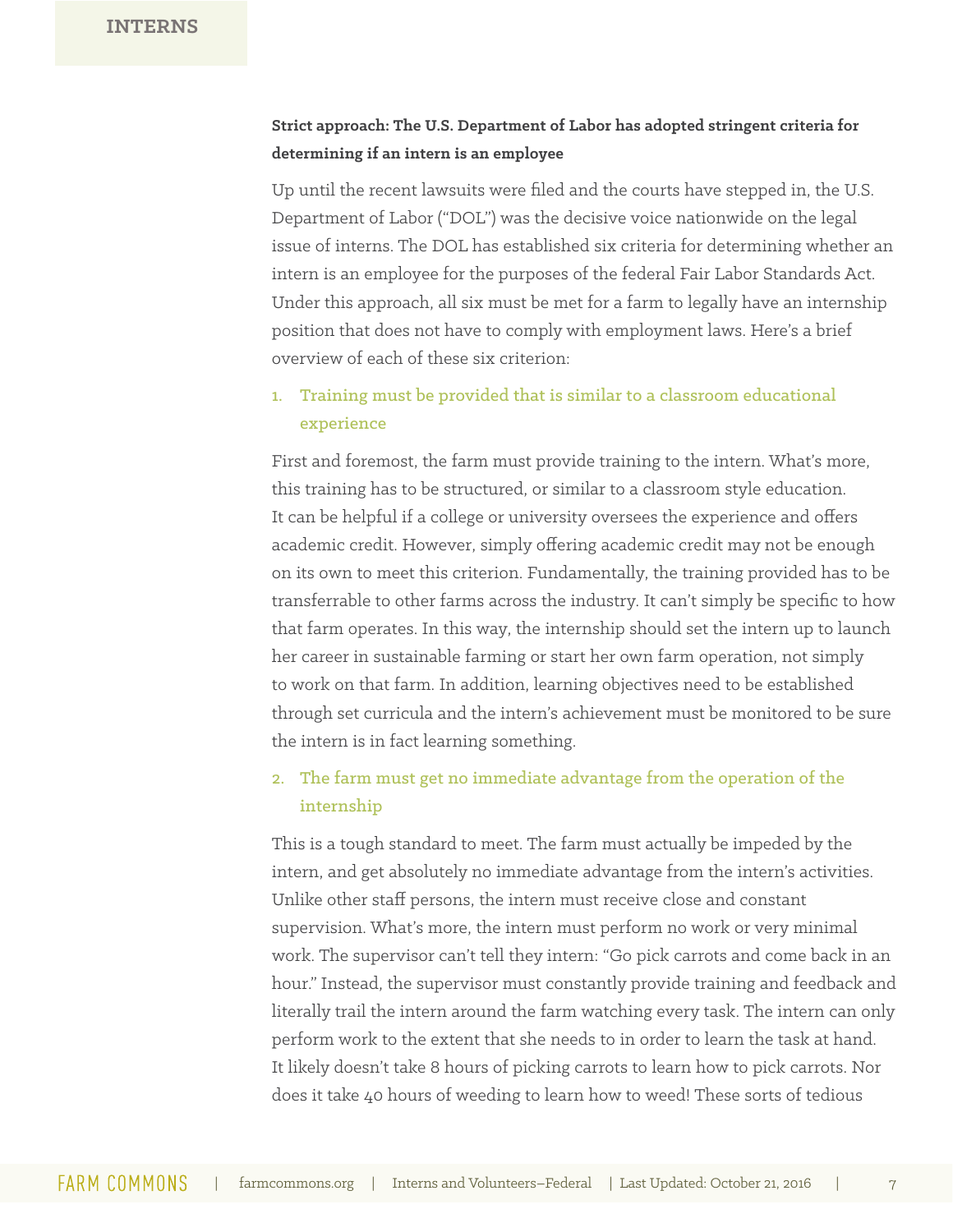**Strict approach: The U.S. Department of Labor has adopted stringent criteria for determining if an intern is an employee**

Up until the recent lawsuits were filed and the courts have stepped in, the U.S. Department of Labor ("DOL") was the decisive voice nationwide on the legal issue of interns. The DOL has established six criteria for determining whether an intern is an employee for the purposes of the federal Fair Labor Standards Act. Under this approach, all six must be met for a farm to legally have an internship position that does not have to comply with employment laws. Here's a brief overview of each of these six criterion:

1. **Training must be provided that is similar to a classroom educational experience**

First and foremost, the farm must provide training to the intern. What's more, this training has to be structured, or similar to a classroom style education. It can be helpful if a college or university oversees the experience and offers academic credit. However, simply offering academic credit may not be enough on its own to meet this criterion. Fundamentally, the training provided has to be transferrable to other farms across the industry. It can't simply be specific to how that farm operates. In this way, the internship should set the intern up to launch her career in sustainable farming or start her own farm operation, not simply to work on that farm. In addition, learning objectives need to be established through set curricula and the intern's achievement must be monitored to be sure the intern is in fact learning something.

2. **The farm must get no immediate advantage from the operation of the internship**

This is a tough standard to meet. The farm must actually be impeded by the intern, and get absolutely no immediate advantage from the intern's activities. Unlike other staff persons, the intern must receive close and constant supervision. What's more, the intern must perform no work or very minimal work. The supervisor can't tell they intern: "Go pick carrots and come back in an hour." Instead, the supervisor must constantly provide training and feedback and literally trail the intern around the farm watching every task. The intern can only perform work to the extent that she needs to in order to learn the task at hand. It likely doesn't take 8 hours of picking carrots to learn how to pick carrots. Nor does it take 40 hours of weeding to learn how to weed! These sorts of tedious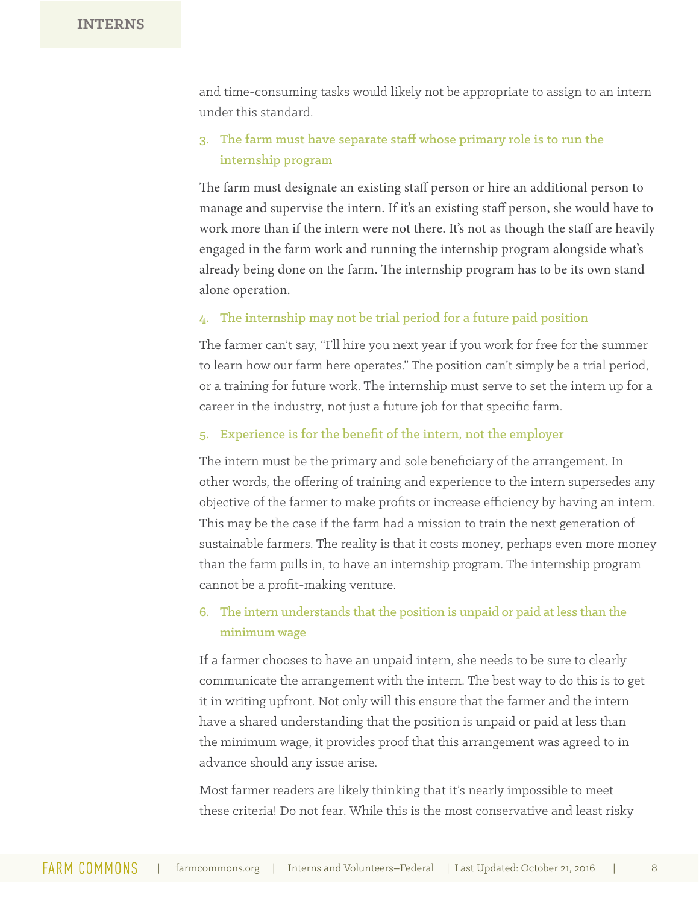and time-consuming tasks would likely not be appropriate to assign to an intern under this standard.

3. **The farm must have separate staff whose primary role is to run the internship program**

The farm must designate an existing staff person or hire an additional person to manage and supervise the intern. If it's an existing staff person, she would have to work more than if the intern were not there. It's not as though the staff are heavily engaged in the farm work and running the internship program alongside what's already being done on the farm. The internship program has to be its own stand alone operation.

4. **The internship may not be trial period for a future paid position**

The farmer can't say, "I'll hire you next year if you work for free for the summer to learn how our farm here operates." The position can't simply be a trial period, or a training for future work. The internship must serve to set the intern up for a career in the industry, not just a future job for that specific farm.

5. **Experience is for the benefit of the intern, not the employer**

The intern must be the primary and sole beneficiary of the arrangement. In other words, the offering of training and experience to the intern supersedes any objective of the farmer to make profits or increase efficiency by having an intern. This may be the case if the farm had a mission to train the next generation of sustainable farmers. The reality is that it costs money, perhaps even more money than the farm pulls in, to have an internship program. The internship program cannot be a profit-making venture.

6. **The intern understands that the position is unpaid or paid at less than the minimum wage**

If a farmer chooses to have an unpaid intern, she needs to be sure to clearly communicate the arrangement with the intern. The best way to do this is to get it in writing upfront. Not only will this ensure that the farmer and the intern have a shared understanding that the position is unpaid or paid at less than the minimum wage, it provides proof that this arrangement was agreed to in advance should any issue arise.

Most farmer readers are likely thinking that it's nearly impossible to meet these criteria! Do not fear. While this is the most conservative and least risky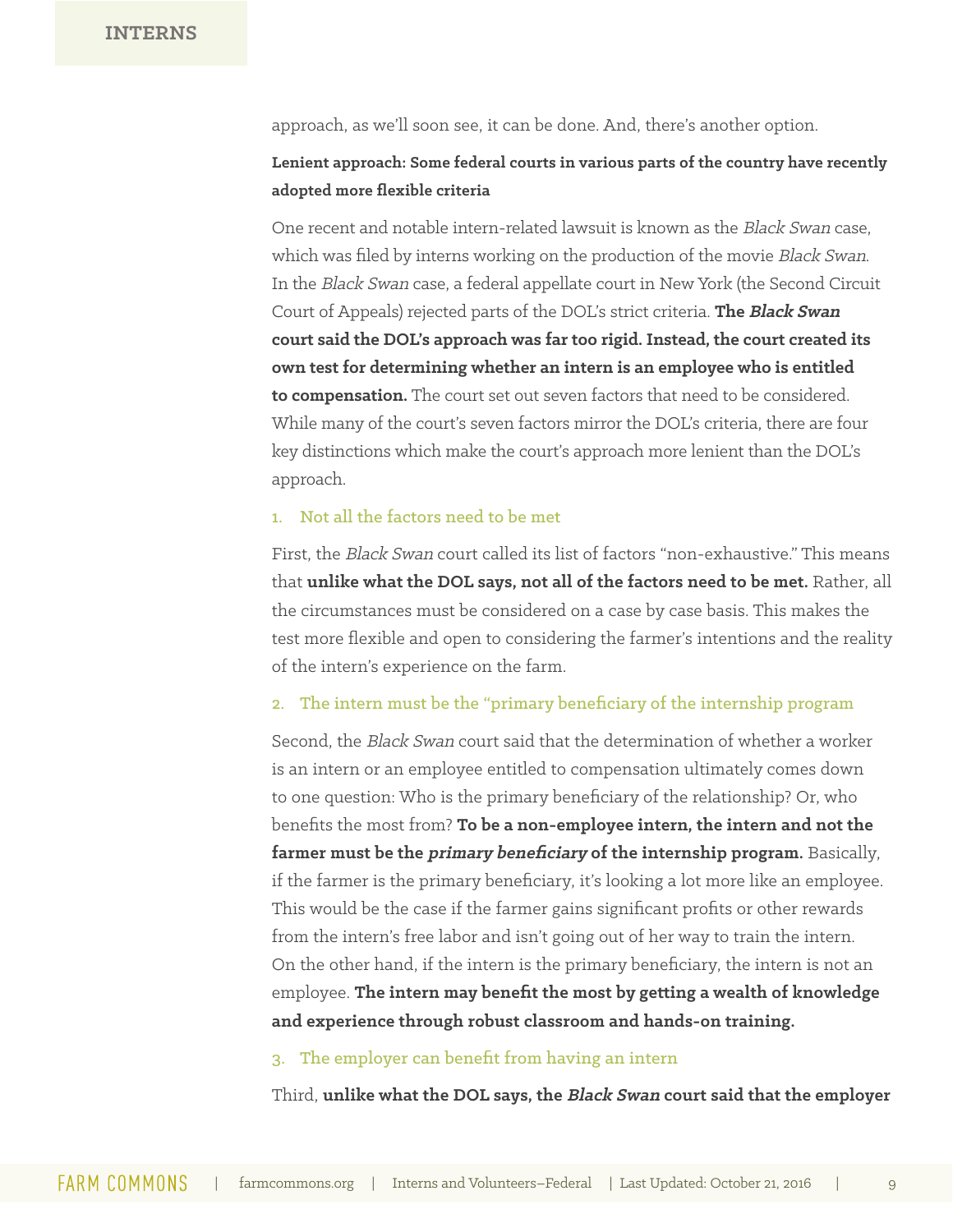approach, as we'll soon see, it can be done. And, there's another option.

**Lenient approach: Some federal courts in various parts of the country have recently adopted more flexible criteria**

One recent and notable intern-related lawsuit is known as the *Black Swan* case, which was filed by interns working on the production of the movie *Black Swan*. In the *Black Swan* case, a federal appellate court in New York (the Second Circuit Court of Appeals) rejected parts of the DOL's strict criteria. **The *Black Swan* court said the DOL's approach was far too rigid. Instead, the court created its own test for determining whether an intern is an employee who is entitled to compensation.** The court set out seven factors that need to be considered. While many of the court's seven factors mirror the DOL's criteria, there are four key distinctions which make the court's approach more lenient than the DOL's approach.

### 1. Not all the factors need to be met

First, the *Black Swan* court called its list of factors "non-exhaustive." This means that **unlike what the DOL says, not all of the factors need to be met.** Rather, all the circumstances must be considered on a case by case basis. This makes the test more flexible and open to considering the farmer's intentions and the reality of the intern's experience on the farm.

### 2. The intern must be the "primary beneficiary of the internship program

Second, the *Black Swan* court said that the determination of whether a worker is an intern or an employee entitled to compensation ultimately comes down to one question: Who is the primary beneficiary of the relationship? Or, who benefits the most from? **To be a non-employee intern, the intern and not the farmer must be the *primary beneficiary* of the internship program.** Basically, if the farmer is the primary beneficiary, it's looking a lot more like an employee. This would be the case if the farmer gains significant profits or other rewards from the intern's free labor and isn't going out of her way to train the intern. On the other hand, if the intern is the primary beneficiary, the intern is not an employee. **The intern may benefit the most by getting a wealth of knowledge and experience through robust classroom and hands-on training.**

### 3. The employer can benefit from having an intern

Third, **unlike what the DOL says, the *Black Swan* court said that the employer**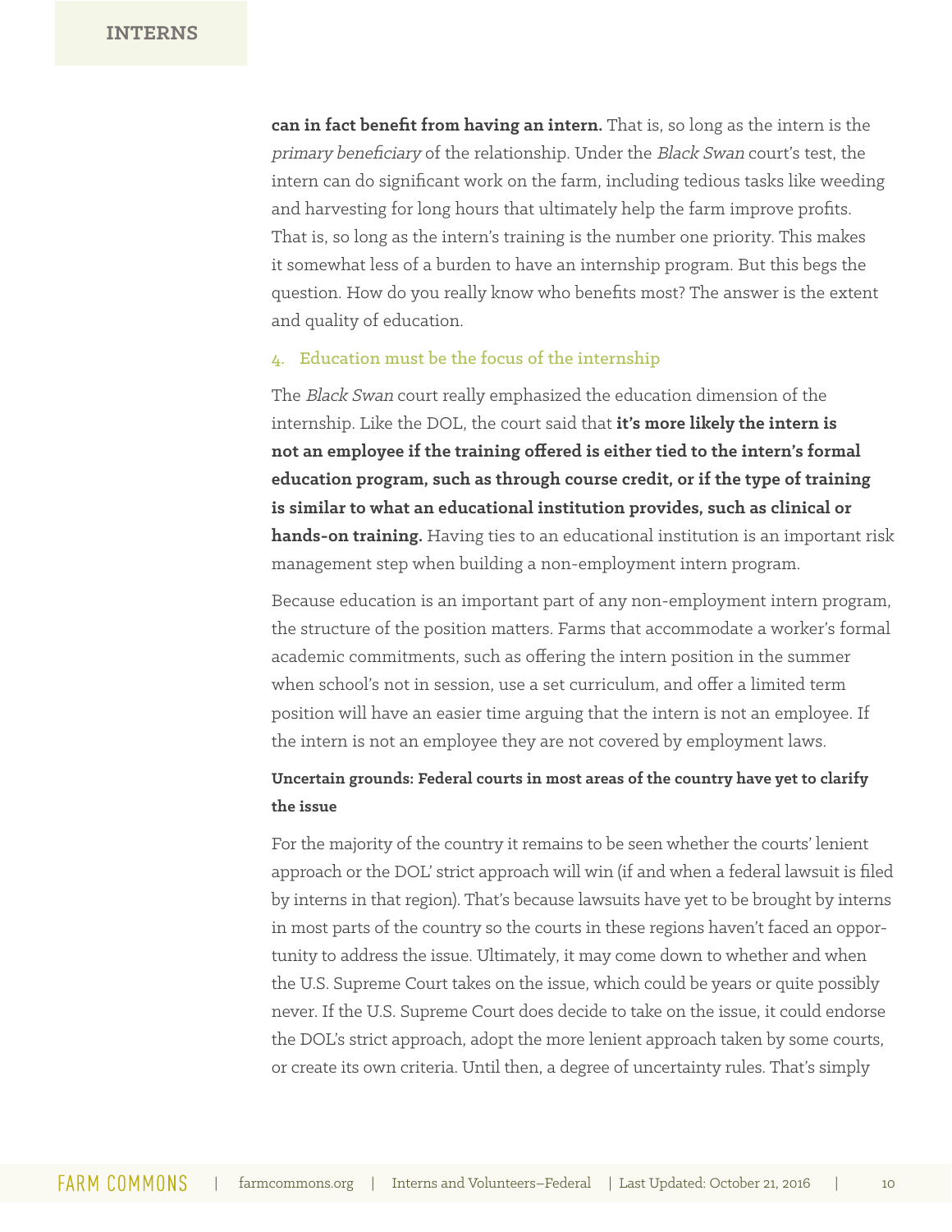**can in fact benefit from having an intern.** That is, so long as the intern is the *primary beneficiary* of the relationship. Under the *Black Swan* court's test, the intern can do significant work on the farm, including tedious tasks like weeding and harvesting for long hours that ultimately help the farm improve profits. That is, so long as the intern's training is the number one priority. This makes it somewhat less of a burden to have an internship program. But this begs the question. How do you really know who benefits most? The answer is the extent and quality of education.

4. Education must be the focus of the internship

The *Black Swan* court really emphasized the education dimension of the internship. Like the DOL, the court said that **it's more likely the intern is not an employee if the training offered is either tied to the intern's formal education program, such as through course credit, or if the type of training is similar to what an educational institution provides, such as clinical or hands-on training.** Having ties to an educational institution is an important risk management step when building a non-employment intern program.

Because education is an important part of any non-employment intern program, the structure of the position matters. Farms that accommodate a worker's formal academic commitments, such as offering the intern position in the summer when school's not in session, use a set curriculum, and offer a limited term position will have an easier time arguing that the intern is not an employee. If the intern is not an employee they are not covered by employment laws.

**Uncertain grounds: Federal courts in most areas of the country have yet to clarify the issue**

For the majority of the country it remains to be seen whether the courts' lenient approach or the DOL' strict approach will win (if and when a federal lawsuit is filed by interns in that region). That's because lawsuits have yet to be brought by interns in most parts of the country so the courts in these regions haven't faced an opportunity to address the issue. Ultimately, it may come down to whether and when the U.S. Supreme Court takes on the issue, which could be years or quite possibly never. If the U.S. Supreme Court does decide to take on the issue, it could endorse the DOL's strict approach, adopt the more lenient approach taken by some courts, or create its own criteria. Until then, a degree of uncertainty rules. That's simply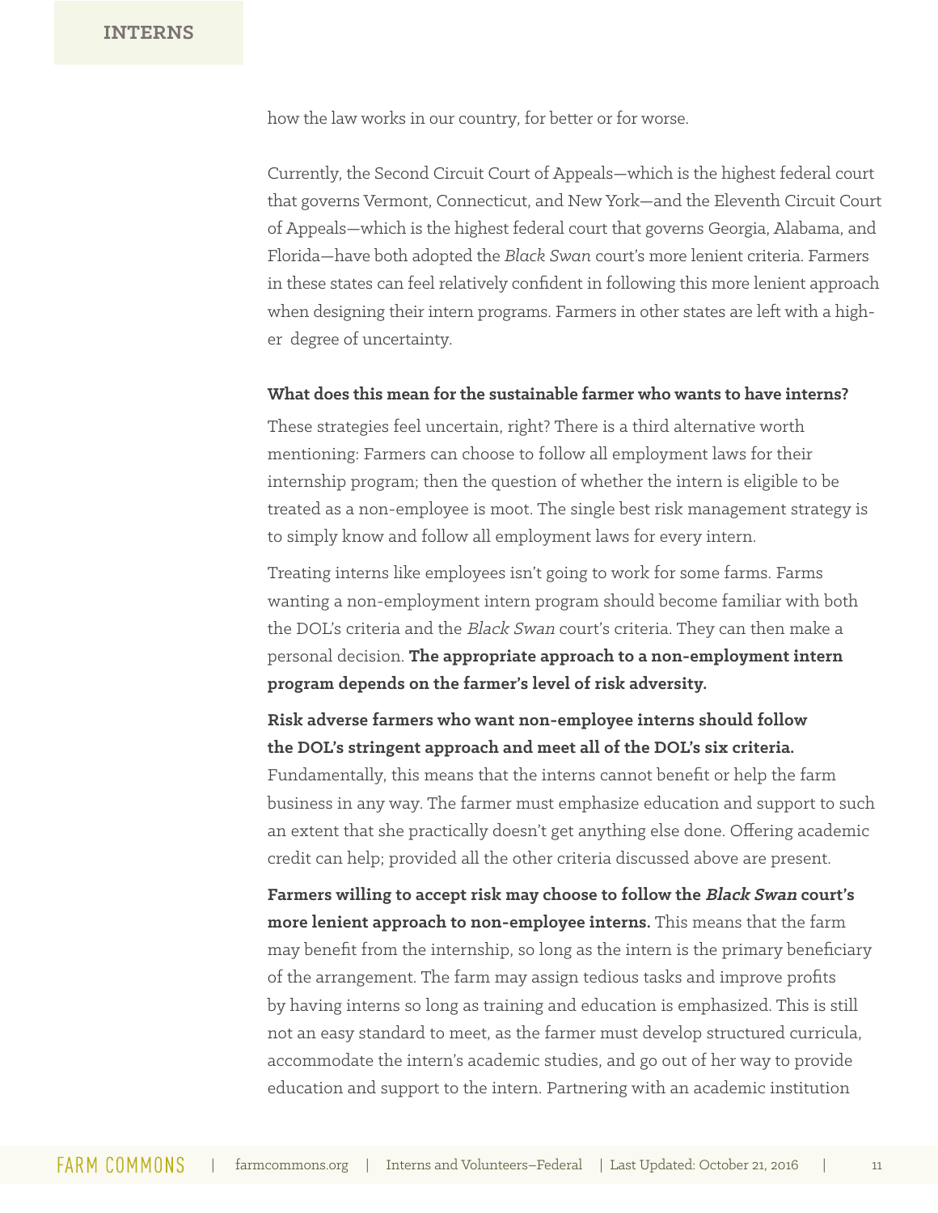how the law works in our country, for better or for worse.

Currently, the Second Circuit Court of Appeals—which is the highest federal court that governs Vermont, Connecticut, and New York—and the Eleventh Circuit Court of Appeals—which is the highest federal court that governs Georgia, Alabama, and Florida—have both adopted the *Black Swan* court's more lenient criteria. Farmers in these states can feel relatively confident in following this more lenient approach when designing their intern programs. Farmers in other states are left with a higher degree of uncertainty.

**What does this mean for the sustainable farmer who wants to have interns?**

These strategies feel uncertain, right? There is a third alternative worth mentioning: Farmers can choose to follow all employment laws for their internship program; then the question of whether the intern is eligible to be treated as a non-employee is moot. The single best risk management strategy is to simply know and follow all employment laws for every intern.

Treating interns like employees isn't going to work for some farms. Farms wanting a non-employment intern program should become familiar with both the DOL's criteria and the *Black Swan* court's criteria. They can then make a personal decision. **The appropriate approach to a non-employment intern program depends on the farmer's level of risk adversity.**

**Risk adverse farmers who want non-employee interns should follow the DOL's stringent approach and meet all of the DOL's six criteria.** Fundamentally, this means that the interns cannot benefit or help the farm business in any way. The farmer must emphasize education and support to such an extent that she practically doesn't get anything else done. Offering academic credit can help; provided all the other criteria discussed above are present.

**Farmers willing to accept risk may choose to follow the *Black Swan* court's more lenient approach to non-employee interns.** This means that the farm may benefit from the internship, so long as the intern is the primary beneficiary of the arrangement. The farm may assign tedious tasks and improve profits by having interns so long as training and education is emphasized. This is still not an easy standard to meet, as the farmer must develop structured curricula, accommodate the intern's academic studies, and go out of her way to provide education and support to the intern. Partnering with an academic institution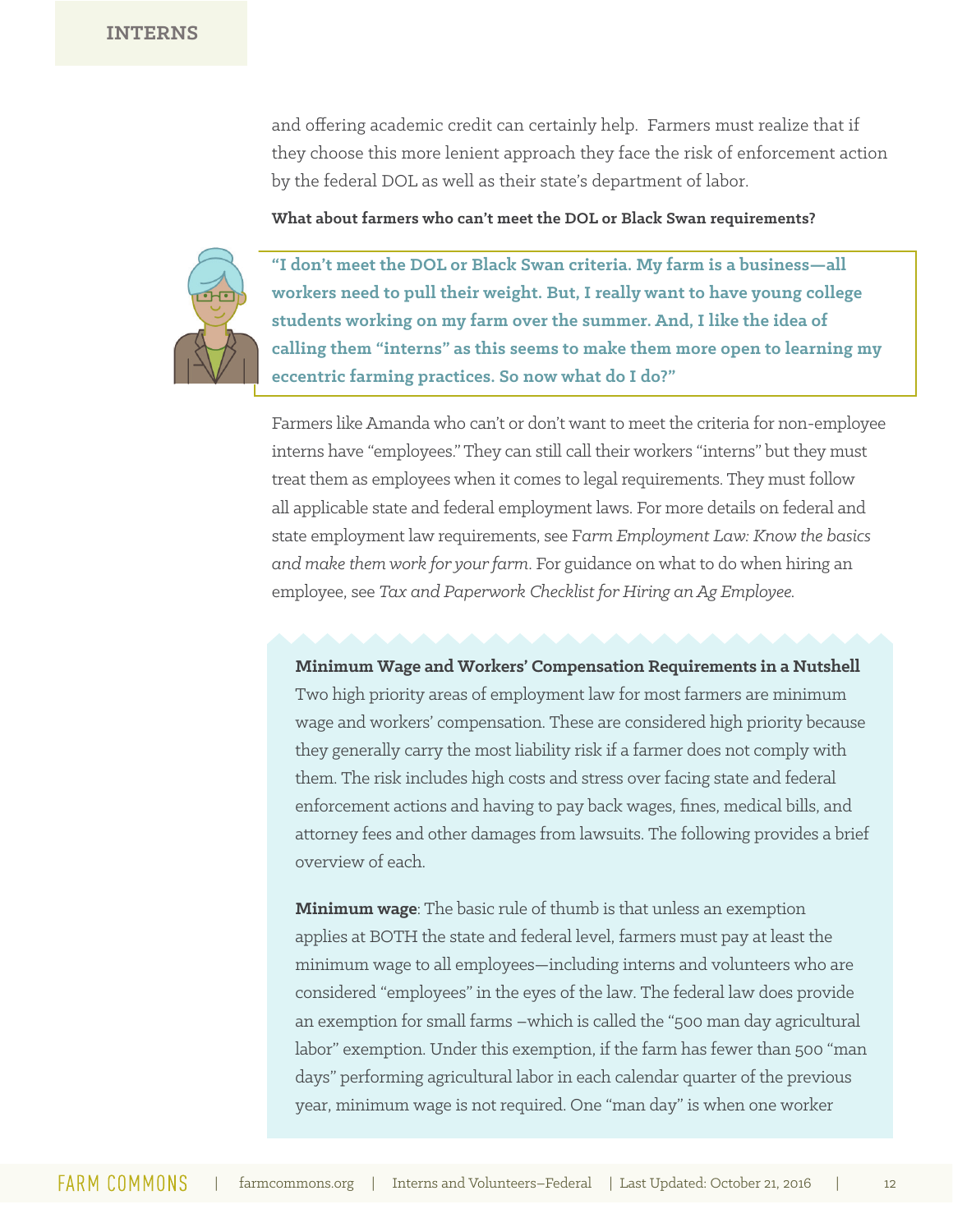and offering academic credit can certainly help. Farmers must realize that if they choose this more lenient approach they face the risk of enforcement action by the federal DOL as well as their state's department of labor.

**What about farmers who can't meet the DOL or Black Swan requirements?**

> **"I don't meet the DOL or Black Swan criteria. My farm is a business—all workers need to pull their weight. But, I really want to have young college students working on my farm over the summer. And, I like the idea of calling them "interns" as this seems to make them more open to learning my eccentric farming practices. So now what do I do?"**

Farmers like Amanda who can't or don't want to meet the criteria for non-employee interns have "employees." They can still call their workers "interns" but they must treat them as employees when it comes to legal requirements. They must follow all applicable state and federal employment laws. For more details on federal and state employment law requirements, see *Farm Employment Law: Know the basics and make them work for your farm*. For guidance on what to do when hiring an employee, see *Tax and Paperwork Checklist for Hiring an Ag Employee.*

**Minimum Wage and Workers' Compensation Requirements in a Nutshell**

Two high priority areas of employment law for most farmers are minimum wage and workers' compensation. These are considered high priority because they generally carry the most liability risk if a farmer does not comply with them. The risk includes high costs and stress over facing state and federal enforcement actions and having to pay back wages, fines, medical bills, and attorney fees and other damages from lawsuits. The following provides a brief overview of each.

**Minimum wage**: The basic rule of thumb is that unless an exemption applies at BOTH the state and federal level, farmers must pay at least the minimum wage to all employees—including interns and volunteers who are considered "employees" in the eyes of the law. The federal law does provide an exemption for small farms –which is called the "500 man day agricultural labor" exemption. Under this exemption, if the farm has fewer than 500 "man days" performing agricultural labor in each calendar quarter of the previous year, minimum wage is not required. One "man day" is when one worker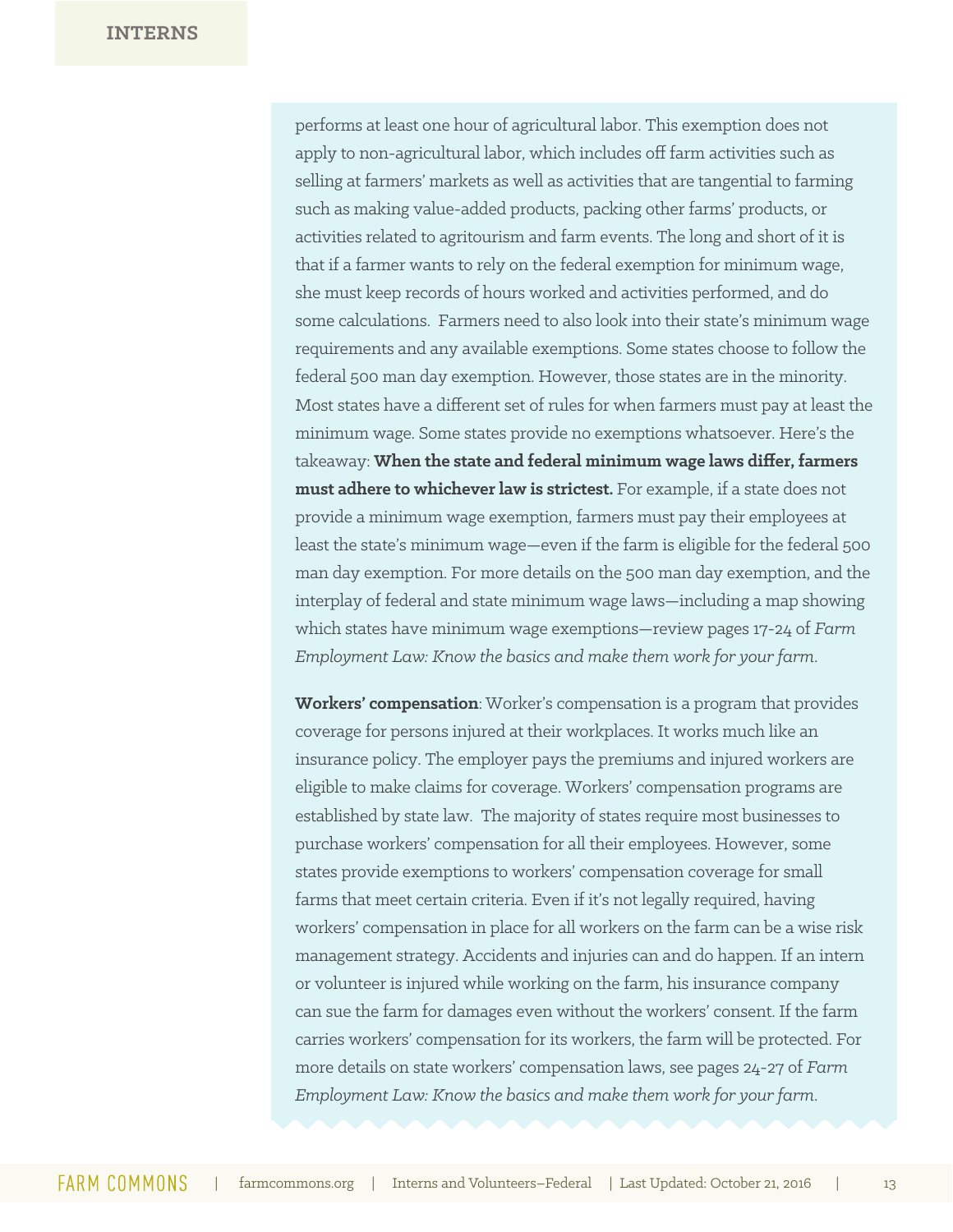performs at least one hour of agricultural labor. This exemption does not apply to non-agricultural labor, which includes off farm activities such as selling at farmers' markets as well as activities that are tangential to farming such as making value-added products, packing other farms' products, or activities related to agritourism and farm events. The long and short of it is that if a farmer wants to rely on the federal exemption for minimum wage, she must keep records of hours worked and activities performed, and do some calculations. Farmers need to also look into their state's minimum wage requirements and any available exemptions. Some states choose to follow the federal 500 man day exemption. However, those states are in the minority. Most states have a different set of rules for when farmers must pay at least the minimum wage. Some states provide no exemptions whatsoever. Here's the takeaway: **When the state and federal minimum wage laws differ, farmers must adhere to whichever law is strictest.** For example, if a state does not provide a minimum wage exemption, farmers must pay their employees at least the state's minimum wage—even if the farm is eligible for the federal 500 man day exemption. For more details on the 500 man day exemption, and the interplay of federal and state minimum wage laws—including a map showing which states have minimum wage exemptions—review pages 17-24 of *Farm Employment Law: Know the basics and make them work for your farm*.

**Workers' compensation**: Worker's compensation is a program that provides coverage for persons injured at their workplaces. It works much like an insurance policy. The employer pays the premiums and injured workers are eligible to make claims for coverage. Workers' compensation programs are established by state law. The majority of states require most businesses to purchase workers' compensation for all their employees. However, some states provide exemptions to workers' compensation coverage for small farms that meet certain criteria. Even if it's not legally required, having workers' compensation in place for all workers on the farm can be a wise risk management strategy. Accidents and injuries can and do happen. If an intern or volunteer is injured while working on the farm, his insurance company can sue the farm for damages even without the workers' consent. If the farm carries workers' compensation for its workers, the farm will be protected. For more details on state workers' compensation laws, see pages 24-27 of *Farm Employment Law: Know the basics and make them work for your farm*.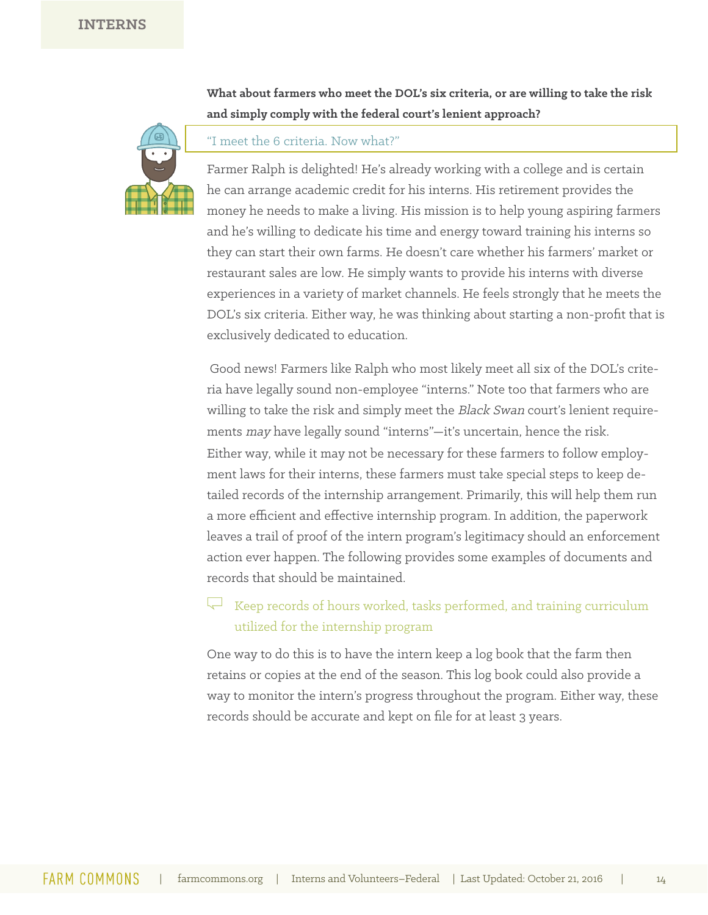**What about farmers who meet the DOL's six criteria, or are willing to take the risk and simply comply with the federal court's lenient approach?**

"I meet the 6 criteria. Now what?"

Farmer Ralph is delighted! He's already working with a college and is certain he can arrange academic credit for his interns. His retirement provides the money he needs to make a living. His mission is to help young aspiring farmers and he's willing to dedicate his time and energy toward training his interns so they can start their own farms. He doesn't care whether his farmers' market or restaurant sales are low. He simply wants to provide his interns with diverse experiences in a variety of market channels. He feels strongly that he meets the DOL's six criteria. Either way, he was thinking about starting a non-profit that is exclusively dedicated to education.

Good news! Farmers like Ralph who most likely meet all six of the DOL's criteria have legally sound non-employee "interns." Note too that farmers who are willing to take the risk and simply meet the *Black Swan* court's lenient requirements *may* have legally sound "interns"—it's uncertain, hence the risk. Either way, while it may not be necessary for these farmers to follow employment laws for their interns, these farmers must take special steps to keep detailed records of the internship arrangement. Primarily, this will help them run a more efficient and effective internship program. In addition, the paperwork leaves a trail of proof of the intern program's legitimacy should an enforcement action ever happen. The following provides some examples of documents and records that should be maintained.

Keep records of hours worked, tasks performed, and training curriculum utilized for the internship program

One way to do this is to have the intern keep a log book that the farm then retains or copies at the end of the season. This log book could also provide a way to monitor the intern's progress throughout the program. Either way, these records should be accurate and kept on file for at least 3 years.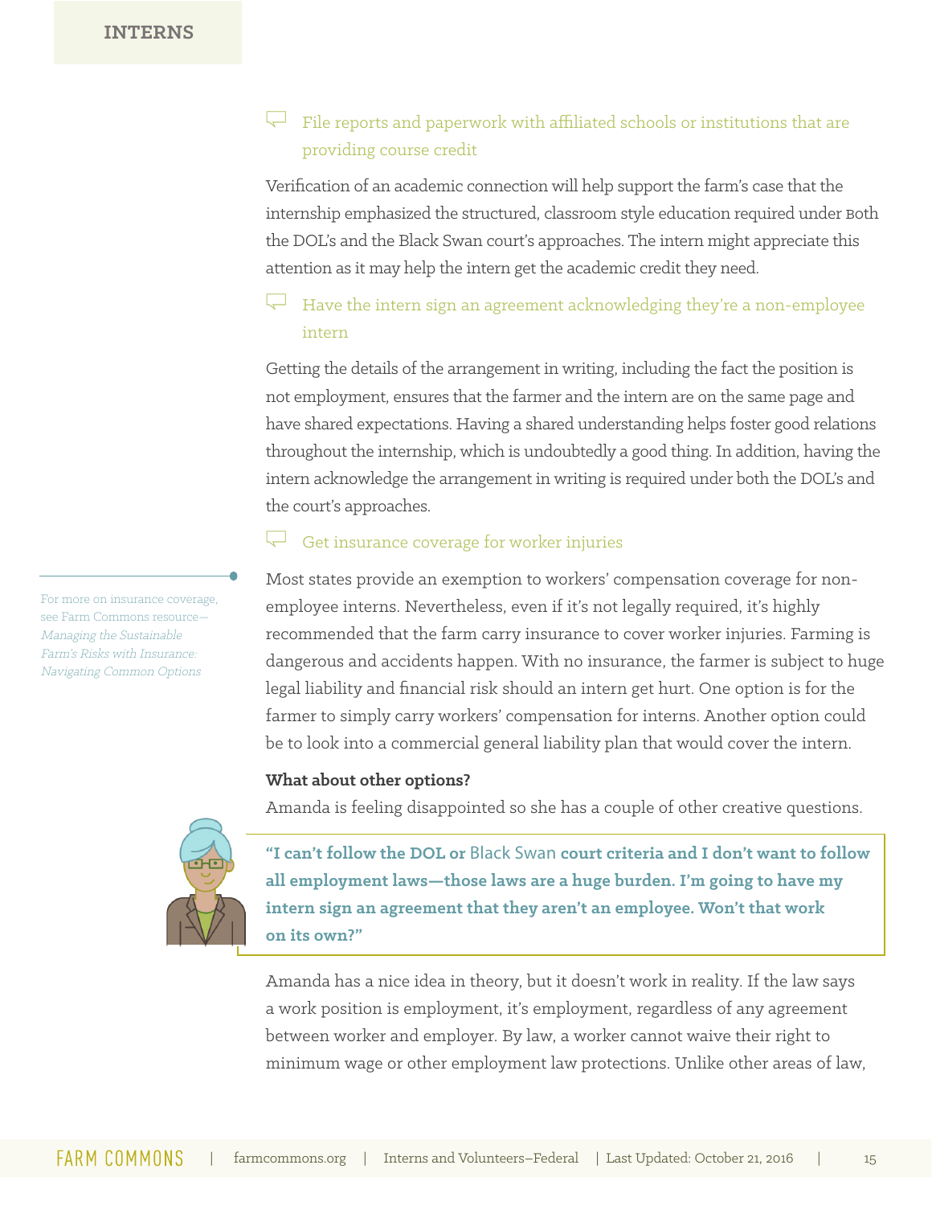- File reports and paperwork with affiliated schools or institutions that are providing course credit

Verification of an academic connection will help support the farm's case that the internship emphasized the structured, classroom style education required under both the DOL's and the Black Swan court's approaches. The intern might appreciate this attention as it may help the intern get the academic credit they need.

- Have the intern sign an agreement acknowledging they're a non-employee intern

Getting the details of the arrangement in writing, including the fact the position is not employment, ensures that the farmer and the intern are on the same page and have shared expectations. Having a shared understanding helps foster good relations throughout the internship, which is undoubtedly a good thing. In addition, having the intern acknowledge the arrangement in writing is required under both the DOL's and the court's approaches.

- Get insurance coverage for worker injuries

For more on insurance coverage, see Farm Commons resource—*Managing the Sustainable Farm's Risks with Insurance: Navigating Common Options*

Most states provide an exemption to workers' compensation coverage for non-employee interns. Nevertheless, even if it's not legally required, it's highly recommended that the farm carry insurance to cover worker injuries. Farming is dangerous and accidents happen. With no insurance, the farmer is subject to huge legal liability and financial risk should an intern get hurt. One option is for the farmer to simply carry workers' compensation for interns. Another option could be to look into a commercial general liability plan that would cover the intern.

**What about other options?**

Amanda is feeling disappointed so she has a couple of other creative questions.

> **"I can't follow the DOL or Black Swan court criteria and I don't want to follow all employment laws—those laws are a huge burden. I'm going to have my intern sign an agreement that they aren't an employee. Won't that work on its own?"**

Amanda has a nice idea in theory, but it doesn't work in reality. If the law says a work position is employment, it's employment, regardless of any agreement between worker and employer. By law, a worker cannot waive their right to minimum wage or other employment law protections. Unlike other areas of law,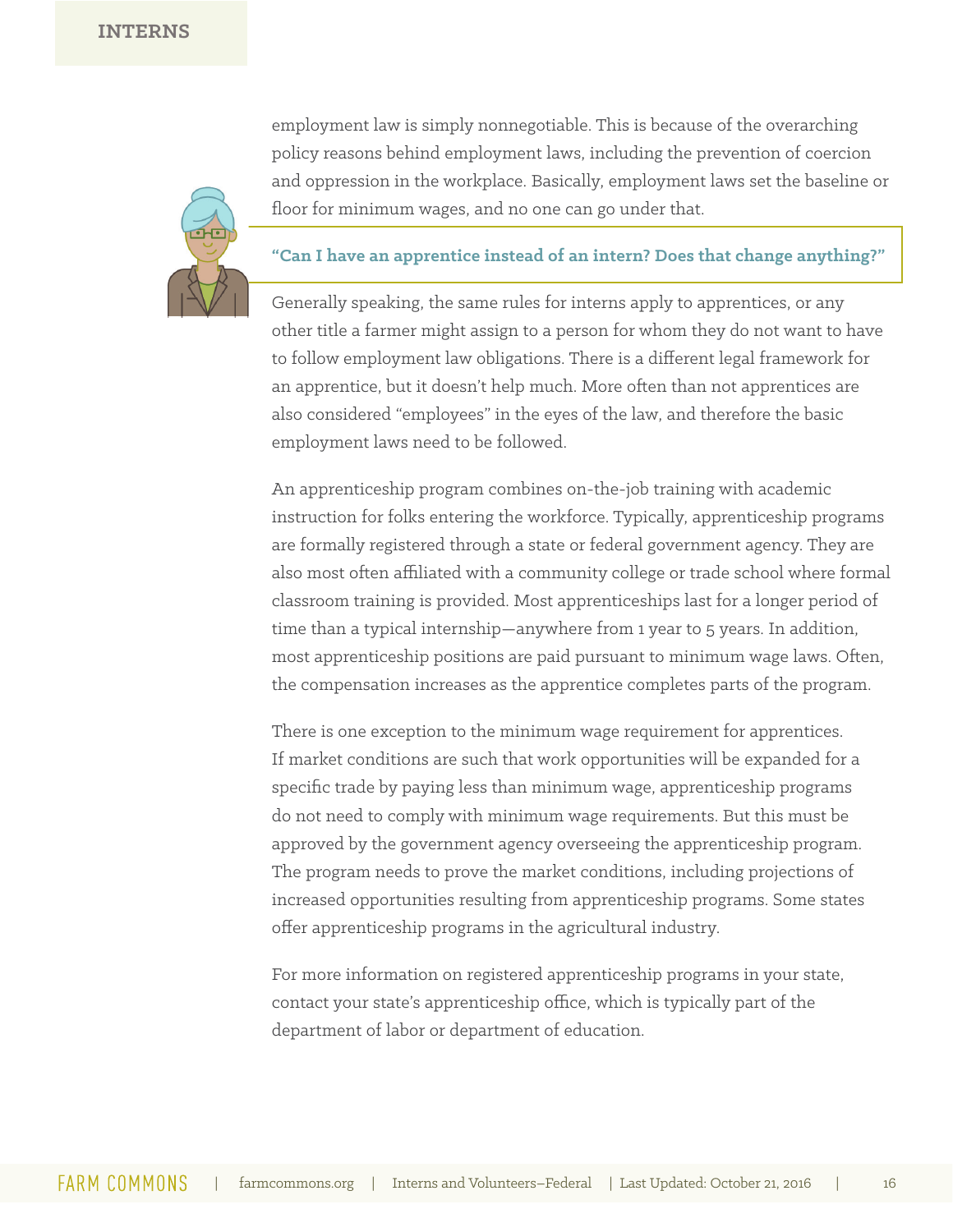employment law is simply nonnegotiable. This is because of the overarching policy reasons behind employment laws, including the prevention of coercion and oppression in the workplace. Basically, employment laws set the baseline or floor for minimum wages, and no one can go under that.

### "Can I have an apprentice instead of an intern? Does that change anything?"

Generally speaking, the same rules for interns apply to apprentices, or any other title a farmer might assign to a person for whom they do not want to have to follow employment law obligations. There is a different legal framework for an apprentice, but it doesn't help much. More often than not apprentices are also considered "employees" in the eyes of the law, and therefore the basic employment laws need to be followed.

An apprenticeship program combines on-the-job training with academic instruction for folks entering the workforce. Typically, apprenticeship programs are formally registered through a state or federal government agency. They are also most often affiliated with a community college or trade school where formal classroom training is provided. Most apprenticeships last for a longer period of time than a typical internship—anywhere from 1 year to 5 years. In addition, most apprenticeship positions are paid pursuant to minimum wage laws. Often, the compensation increases as the apprentice completes parts of the program.

There is one exception to the minimum wage requirement for apprentices. If market conditions are such that work opportunities will be expanded for a specific trade by paying less than minimum wage, apprenticeship programs do not need to comply with minimum wage requirements. But this must be approved by the government agency overseeing the apprenticeship program. The program needs to prove the market conditions, including projections of increased opportunities resulting from apprenticeship programs. Some states offer apprenticeship programs in the agricultural industry.

For more information on registered apprenticeship programs in your state, contact your state's apprenticeship office, which is typically part of the department of labor or department of education.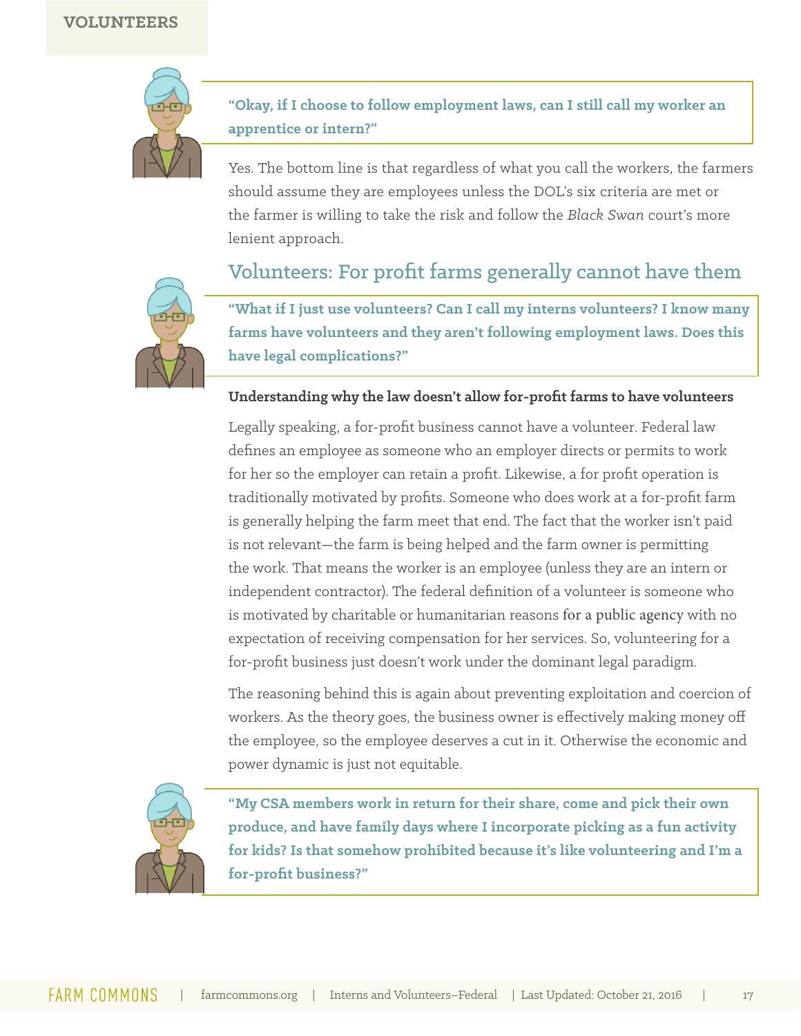**VOLUNTEERS**

**"Okay, if I choose to follow employment laws, can I still call my worker an apprentice or intern?"**

Yes. The bottom line is that regardless of what you call the workers, the farmers should assume they are employees unless the DOL's six criteria are met or the farmer is willing to take the risk and follow the *Black Swan* court's more lenient approach.

## Volunteers: For profit farms generally cannot have them

**"What if I just use volunteers? Can I call my interns volunteers? I know many farms have volunteers and they aren't following employment laws. Does this have legal complications?"**

**Understanding why the law doesn't allow for-profit farms to have volunteers**

Legally speaking, a for-profit business cannot have a volunteer. Federal law defines an employee as someone who an employer directs or permits to work for her so the employer can retain a profit. Likewise, a for profit operation is traditionally motivated by profits. Someone who does work at a for-profit farm is generally helping the farm meet that end. The fact that the worker isn't paid is not relevant—the farm is being helped and the farm owner is permitting the work. That means the worker is an employee (unless they are an intern or independent contractor). The federal definition of a volunteer is someone who is motivated by charitable or humanitarian reasons for a public agency with no expectation of receiving compensation for her services. So, volunteering for a for-profit business just doesn't work under the dominant legal paradigm.

The reasoning behind this is again about preventing exploitation and coercion of workers. As the theory goes, the business owner is effectively making money off the employee, so the employee deserves a cut in it. Otherwise the economic and power dynamic is just not equitable.

**"My CSA members work in return for their share, come and pick their own produce, and have family days where I incorporate picking as a fun activity for kids? Is that somehow prohibited because it's like volunteering and I'm a for-profit business?"**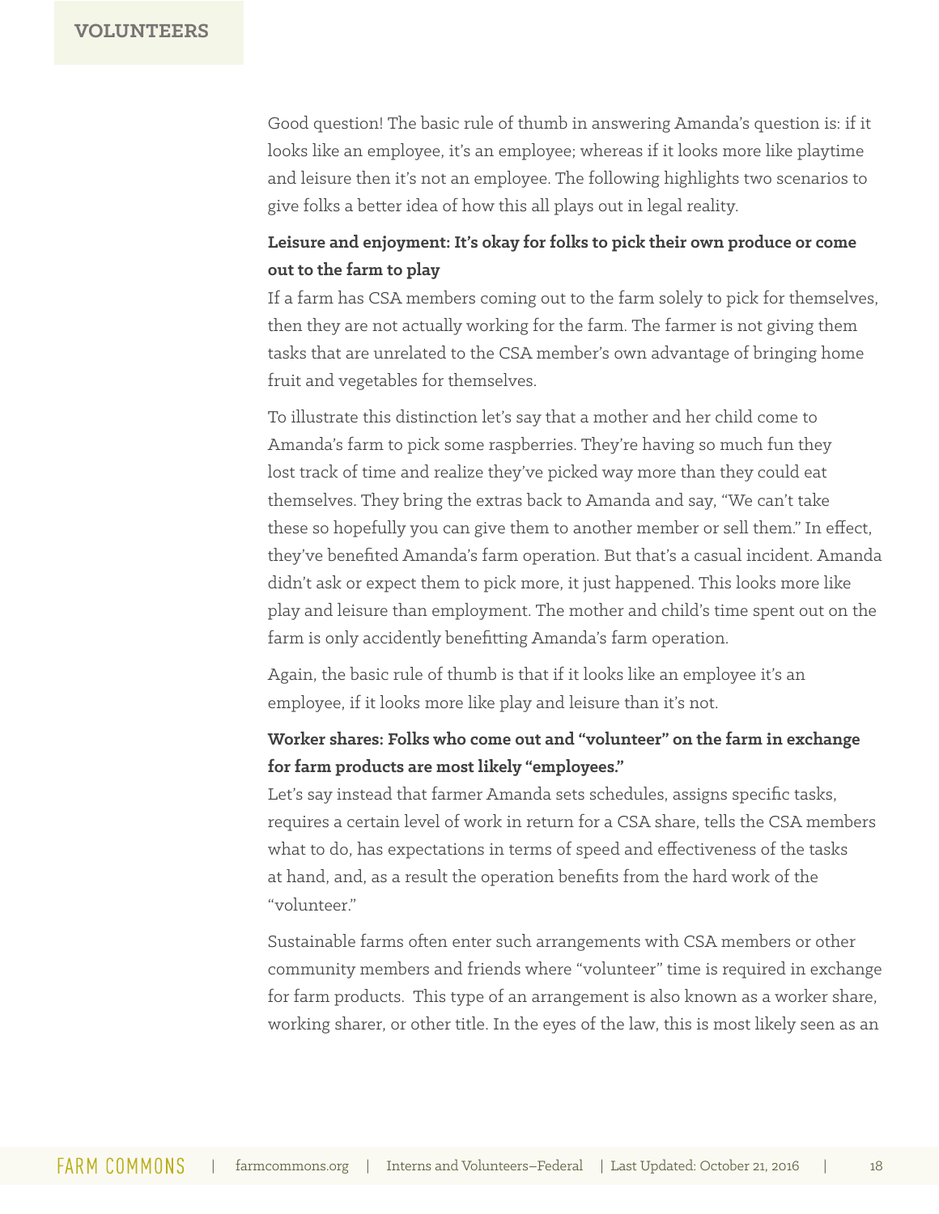Good question! The basic rule of thumb in answering Amanda's question is: if it looks like an employee, it's an employee; whereas if it looks more like playtime and leisure then it's not an employee. The following highlights two scenarios to give folks a better idea of how this all plays out in legal reality.

**Leisure and enjoyment: It's okay for folks to pick their own produce or come out to the farm to play**

If a farm has CSA members coming out to the farm solely to pick for themselves, then they are not actually working for the farm. The farmer is not giving them tasks that are unrelated to the CSA member's own advantage of bringing home fruit and vegetables for themselves.

To illustrate this distinction let's say that a mother and her child come to Amanda's farm to pick some raspberries. They're having so much fun they lost track of time and realize they've picked way more than they could eat themselves. They bring the extras back to Amanda and say, "We can't take these so hopefully you can give them to another member or sell them." In effect, they've benefited Amanda's farm operation. But that's a casual incident. Amanda didn't ask or expect them to pick more, it just happened. This looks more like play and leisure than employment. The mother and child's time spent out on the farm is only accidently benefitting Amanda's farm operation.

Again, the basic rule of thumb is that if it looks like an employee it's an employee, if it looks more like play and leisure than it's not.

**Worker shares: Folks who come out and "volunteer" on the farm in exchange for farm products are most likely "employees."**

Let's say instead that farmer Amanda sets schedules, assigns specific tasks, requires a certain level of work in return for a CSA share, tells the CSA members what to do, has expectations in terms of speed and effectiveness of the tasks at hand, and, as a result the operation benefits from the hard work of the "volunteer."

Sustainable farms often enter such arrangements with CSA members or other community members and friends where "volunteer" time is required in exchange for farm products. This type of an arrangement is also known as a worker share, working sharer, or other title. In the eyes of the law, this is most likely seen as an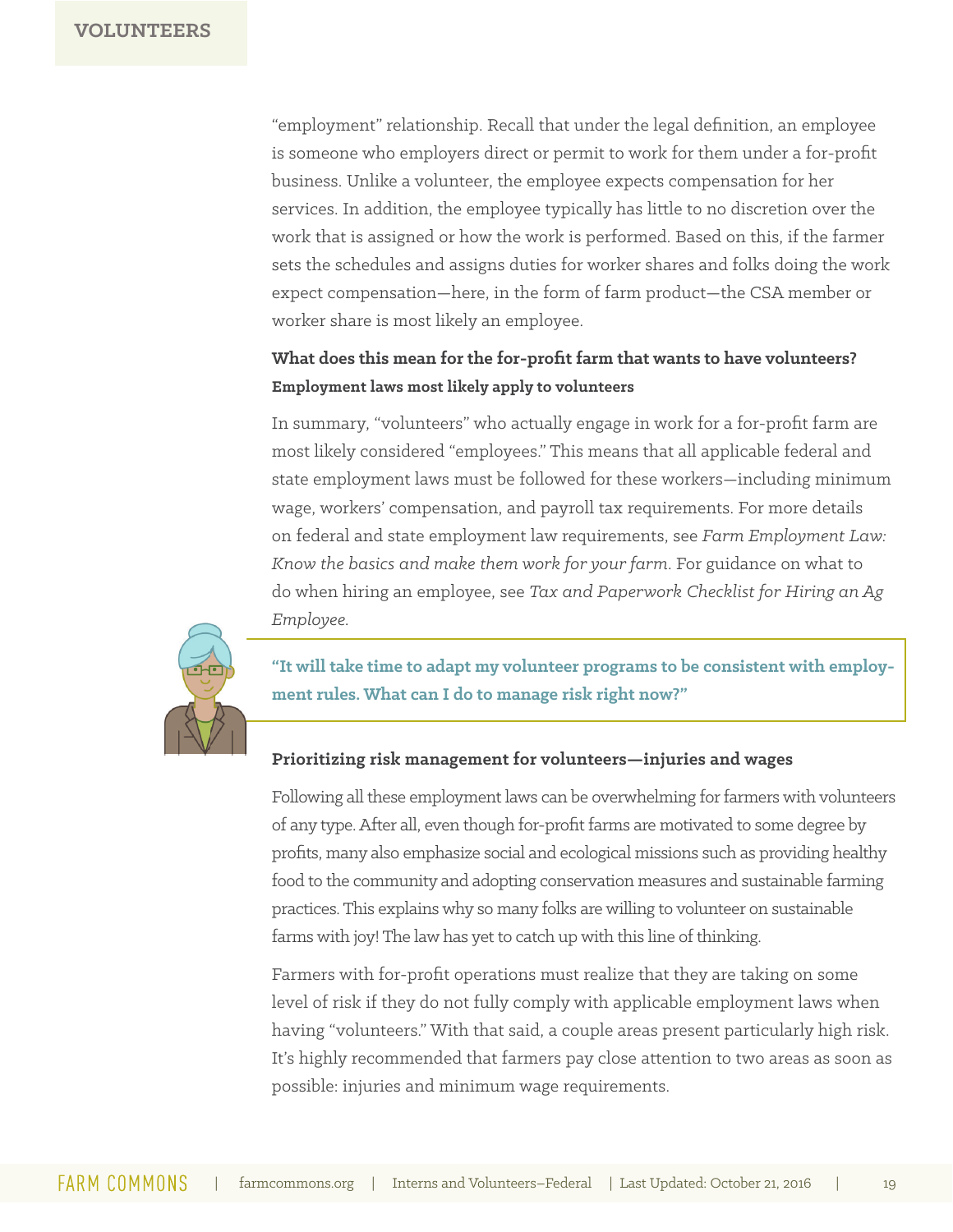"employment" relationship. Recall that under the legal definition, an employee is someone who employers direct or permit to work for them under a for-profit business. Unlike a volunteer, the employee expects compensation for her services. In addition, the employee typically has little to no discretion over the work that is assigned or how the work is performed. Based on this, if the farmer sets the schedules and assigns duties for worker shares and folks doing the work expect compensation—here, in the form of farm product—the CSA member or worker share is most likely an employee.

### What does this mean for the for-profit farm that wants to have volunteers?

#### Employment laws most likely apply to volunteers

In summary, "volunteers" who actually engage in work for a for-profit farm are most likely considered "employees." This means that all applicable federal and state employment laws must be followed for these workers—including minimum wage, workers' compensation, and payroll tax requirements. For more details on federal and state employment law requirements, see *Farm Employment Law: Know the basics and make them work for your farm*. For guidance on what to do when hiring an employee, see *Tax and Paperwork Checklist for Hiring an Ag Employee*.

> **"It will take time to adapt my volunteer programs to be consistent with employment rules. What can I do to manage risk right now?"**

### Prioritizing risk management for volunteers—injuries and wages

Following all these employment laws can be overwhelming for farmers with volunteers of any type. After all, even though for-profit farms are motivated to some degree by profits, many also emphasize social and ecological missions such as providing healthy food to the community and adopting conservation measures and sustainable farming practices. This explains why so many folks are willing to volunteer on sustainable farms with joy! The law has yet to catch up with this line of thinking.

Farmers with for-profit operations must realize that they are taking on some level of risk if they do not fully comply with applicable employment laws when having "volunteers." With that said, a couple areas present particularly high risk. It's highly recommended that farmers pay close attention to two areas as soon as possible: injuries and minimum wage requirements.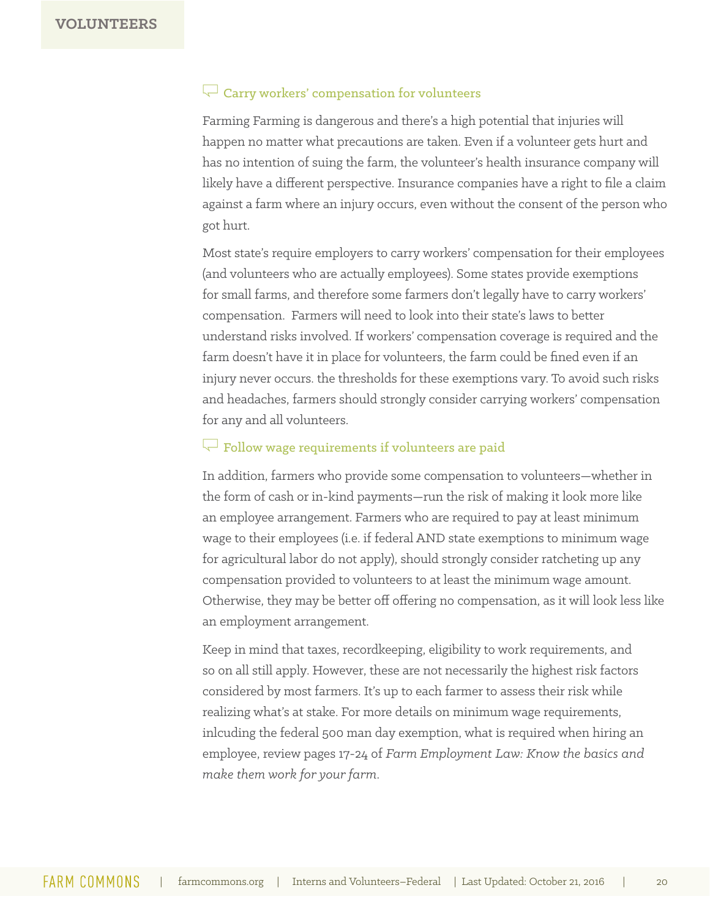## Carry workers' compensation for volunteers

Farming Farming is dangerous and there's a high potential that injuries will happen no matter what precautions are taken. Even if a volunteer gets hurt and has no intention of suing the farm, the volunteer's health insurance company will likely have a different perspective. Insurance companies have a right to file a claim against a farm where an injury occurs, even without the consent of the person who got hurt.

Most state's require employers to carry workers' compensation for their employees (and volunteers who are actually employees). Some states provide exemptions for small farms, and therefore some farmers don't legally have to carry workers' compensation. Farmers will need to look into their state's laws to better understand risks involved. If workers' compensation coverage is required and the farm doesn't have it in place for volunteers, the farm could be fined even if an injury never occurs. the thresholds for these exemptions vary. To avoid such risks and headaches, farmers should strongly consider carrying workers' compensation for any and all volunteers.

## Follow wage requirements if volunteers are paid

In addition, farmers who provide some compensation to volunteers—whether in the form of cash or in-kind payments—run the risk of making it look more like an employee arrangement. Farmers who are required to pay at least minimum wage to their employees (i.e. if federal AND state exemptions to minimum wage for agricultural labor do not apply), should strongly consider ratcheting up any compensation provided to volunteers to at least the minimum wage amount. Otherwise, they may be better off offering no compensation, as it will look less like an employment arrangement.

Keep in mind that taxes, recordkeeping, eligibility to work requirements, and so on all still apply. However, these are not necessarily the highest risk factors considered by most farmers. It's up to each farmer to assess their risk while realizing what's at stake. For more details on minimum wage requirements, inlcuding the federal 500 man day exemption, what is required when hiring an employee, review pages 17-24 of *Farm Employment Law: Know the basics and make them work for your farm.*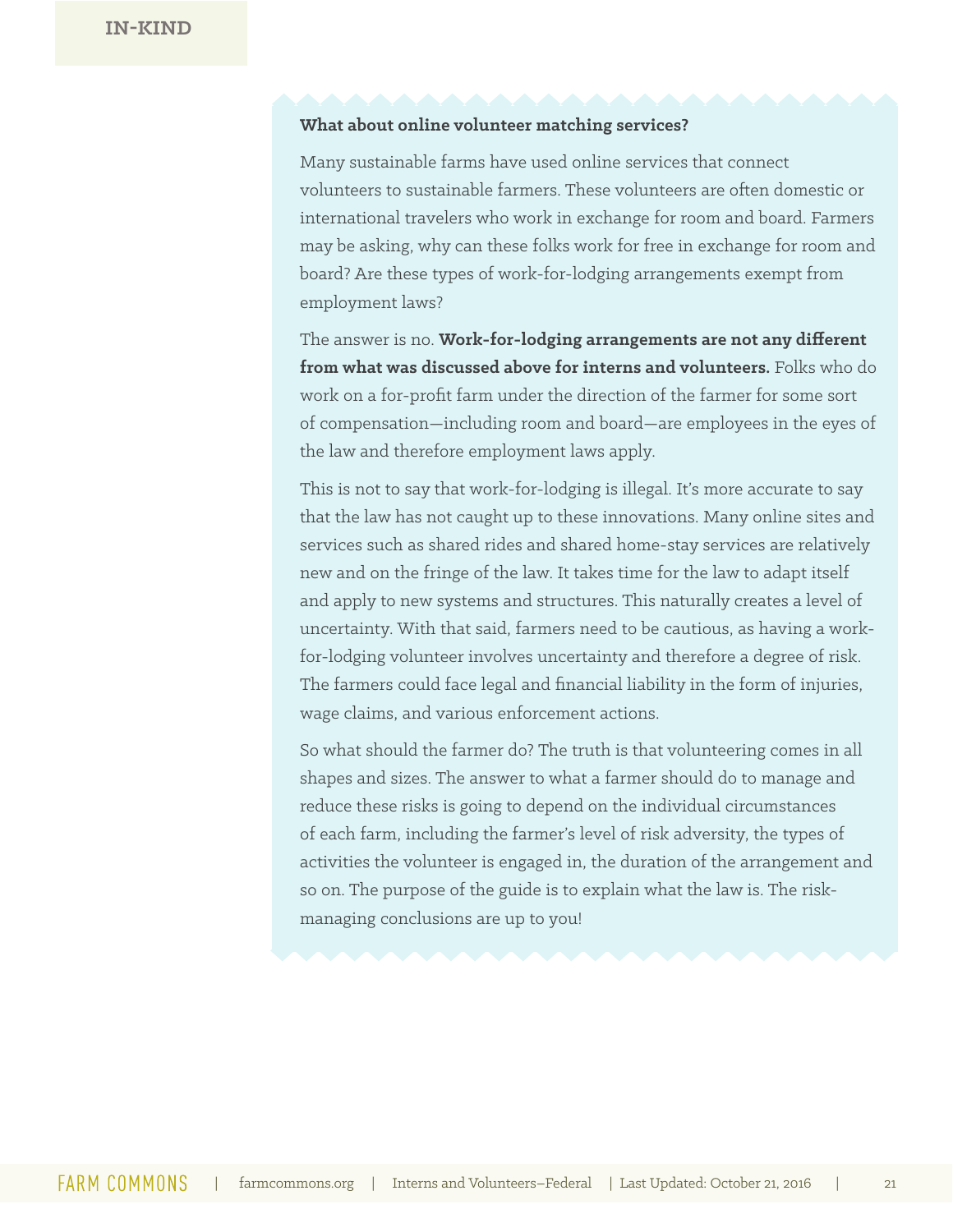### What about online volunteer matching services?

Many sustainable farms have used online services that connect volunteers to sustainable farmers. These volunteers are often domestic or international travelers who work in exchange for room and board. Farmers may be asking, why can these folks work for free in exchange for room and board? Are these types of work-for-lodging arrangements exempt from employment laws?

The answer is no. **Work-for-lodging arrangements are not any different from what was discussed above for interns and volunteers.** Folks who do work on a for-profit farm under the direction of the farmer for some sort of compensation—including room and board—are employees in the eyes of the law and therefore employment laws apply.

This is not to say that work-for-lodging is illegal. It's more accurate to say that the law has not caught up to these innovations. Many online sites and services such as shared rides and shared home-stay services are relatively new and on the fringe of the law. It takes time for the law to adapt itself and apply to new systems and structures. This naturally creates a level of uncertainty. With that said, farmers need to be cautious, as having a work-for-lodging volunteer involves uncertainty and therefore a degree of risk. The farmers could face legal and financial liability in the form of injuries, wage claims, and various enforcement actions.

So what should the farmer do? The truth is that volunteering comes in all shapes and sizes. The answer to what a farmer should do to manage and reduce these risks is going to depend on the individual circumstances of each farm, including the farmer's level of risk adversity, the types of activities the volunteer is engaged in, the duration of the arrangement and so on. The purpose of the guide is to explain what the law is. The risk-managing conclusions are up to you!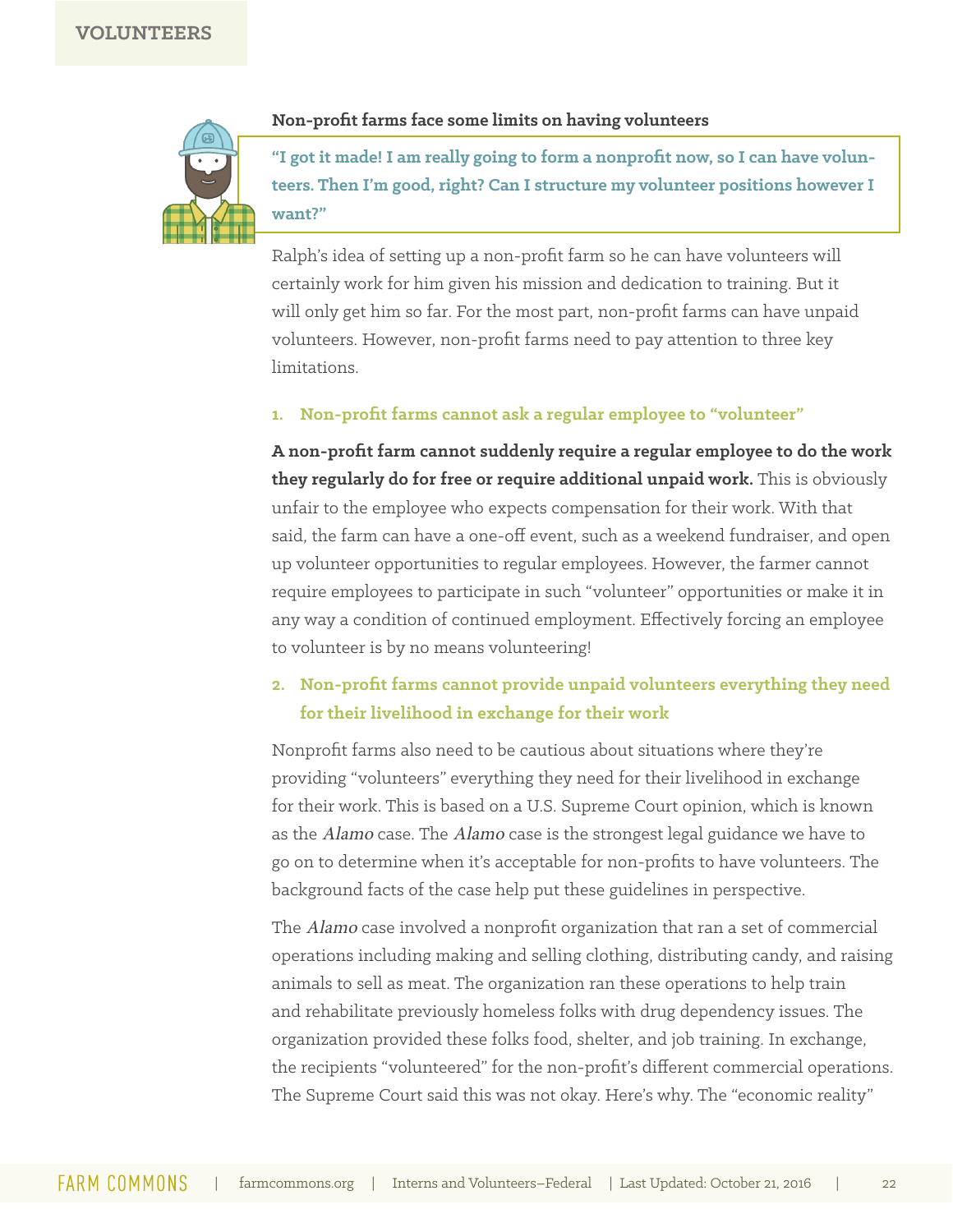### Non-profit farms face some limits on having volunteers

**"I got it made! I am really going to form a nonprofit now, so I can have volunteers. Then I'm good, right? Can I structure my volunteer positions however I want?"**

Ralph's idea of setting up a non-profit farm so he can have volunteers will certainly work for him given his mission and dedication to training. But it will only get him so far. For the most part, non-profit farms can have unpaid volunteers. However, non-profit farms need to pay attention to three key limitations.

#### 1. Non-profit farms cannot ask a regular employee to "volunteer"

**A non-profit farm cannot suddenly require a regular employee to do the work they regularly do for free or require additional unpaid work.** This is obviously unfair to the employee who expects compensation for their work. With that said, the farm can have a one-off event, such as a weekend fundraiser, and open up volunteer opportunities to regular employees. However, the farmer cannot require employees to participate in such "volunteer" opportunities or make it in any way a condition of continued employment. Effectively forcing an employee to volunteer is by no means volunteering!

#### 2. Non-profit farms cannot provide unpaid volunteers everything they need for their livelihood in exchange for their work

Nonprofit farms also need to be cautious about situations where they're providing "volunteers" everything they need for their livelihood in exchange for their work. This is based on a U.S. Supreme Court opinion, which is known as the *Alamo* case. The *Alamo* case is the strongest legal guidance we have to go on to determine when it's acceptable for non-profits to have volunteers. The background facts of the case help put these guidelines in perspective.

The *Alamo* case involved a nonprofit organization that ran a set of commercial operations including making and selling clothing, distributing candy, and raising animals to sell as meat. The organization ran these operations to help train and rehabilitate previously homeless folks with drug dependency issues. The organization provided these folks food, shelter, and job training. In exchange, the recipients "volunteered" for the non-profit's different commercial operations. The Supreme Court said this was not okay. Here's why. The "economic reality"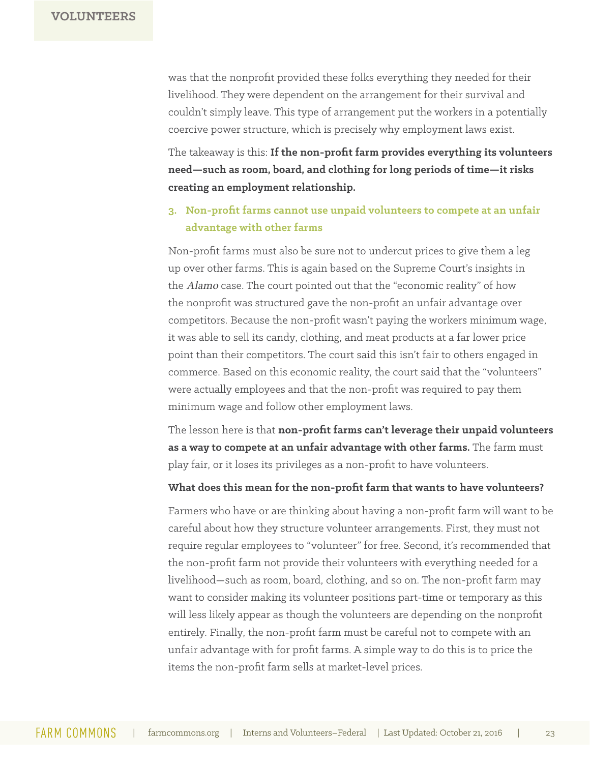was that the nonprofit provided these folks everything they needed for their livelihood. They were dependent on the arrangement for their survival and couldn't simply leave. This type of arrangement put the workers in a potentially coercive power structure, which is precisely why employment laws exist.

The takeaway is this: **If the non-profit farm provides everything its volunteers need—such as room, board, and clothing for long periods of time—it risks creating an employment relationship.**

### 3. Non-profit farms cannot use unpaid volunteers to compete at an unfair advantage with other farms

Non-profit farms must also be sure not to undercut prices to give them a leg up over other farms. This is again based on the Supreme Court's insights in the *Alamo* case. The court pointed out that the "economic reality" of how the nonprofit was structured gave the non-profit an unfair advantage over competitors. Because the non-profit wasn't paying the workers minimum wage, it was able to sell its candy, clothing, and meat products at a far lower price point than their competitors. The court said this isn't fair to others engaged in commerce. Based on this economic reality, the court said that the "volunteers" were actually employees and that the non-profit was required to pay them minimum wage and follow other employment laws.

The lesson here is that **non-profit farms can't leverage their unpaid volunteers as a way to compete at an unfair advantage with other farms.** The farm must play fair, or it loses its privileges as a non-profit to have volunteers.

**What does this mean for the non-profit farm that wants to have volunteers?**

Farmers who have or are thinking about having a non-profit farm will want to be careful about how they structure volunteer arrangements. First, they must not require regular employees to "volunteer" for free. Second, it's recommended that the non-profit farm not provide their volunteers with everything needed for a livelihood—such as room, board, clothing, and so on. The non-profit farm may want to consider making its volunteer positions part-time or temporary as this will less likely appear as though the volunteers are depending on the nonprofit entirely. Finally, the non-profit farm must be careful not to compete with an unfair advantage with for profit farms. A simple way to do this is to price the items the non-profit farm sells at market-level prices.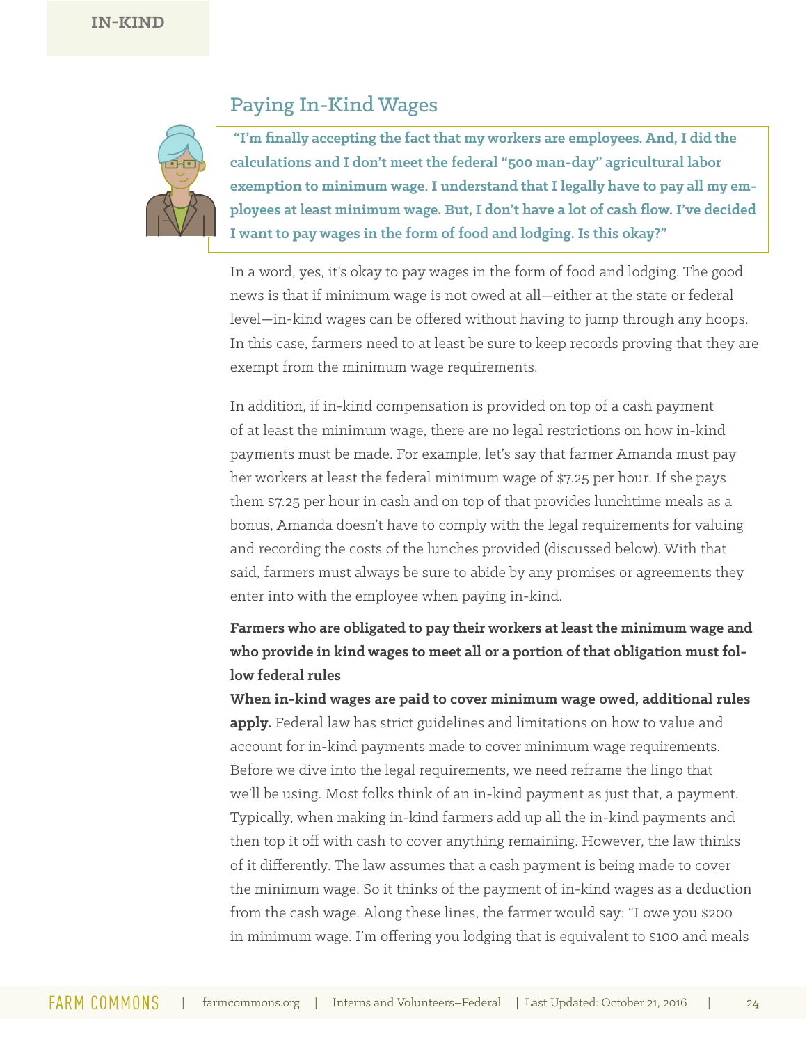## Paying In-Kind Wages

**"I'm finally accepting the fact that my workers are employees. And, I did the calculations and I don't meet the federal "500 man-day" agricultural labor exemption to minimum wage. I understand that I legally have to pay all my employees at least minimum wage. But, I don't have a lot of cash flow. I've decided I want to pay wages in the form of food and lodging. Is this okay?"**

In a word, yes, it's okay to pay wages in the form of food and lodging. The good news is that if minimum wage is not owed at all—either at the state or federal level—in-kind wages can be offered without having to jump through any hoops. In this case, farmers need to at least be sure to keep records proving that they are exempt from the minimum wage requirements.

In addition, if in-kind compensation is provided on top of a cash payment of at least the minimum wage, there are no legal restrictions on how in-kind payments must be made. For example, let's say that farmer Amanda must pay her workers at least the federal minimum wage of $7.25 per hour. If she pays them $7.25 per hour in cash and on top of that provides lunchtime meals as a bonus, Amanda doesn't have to comply with the legal requirements for valuing and recording the costs of the lunches provided (discussed below). With that said, farmers must always be sure to abide by any promises or agreements they enter into with the employee when paying in-kind.

**Farmers who are obligated to pay their workers at least the minimum wage and who provide in kind wages to meet all or a portion of that obligation must follow federal rules**

**When in-kind wages are paid to cover minimum wage owed, additional rules apply.** Federal law has strict guidelines and limitations on how to value and account for in-kind payments made to cover minimum wage requirements. Before we dive into the legal requirements, we need reframe the lingo that we'll be using. Most folks think of an in-kind payment as just that, a payment. Typically, when making in-kind farmers add up all the in-kind payments and then top it off with cash to cover anything remaining. However, the law thinks of it differently. The law assumes that a cash payment is being made to cover the minimum wage. So it thinks of the payment of in-kind wages as a deduction from the cash wage. Along these lines, the farmer would say: "I owe you $200 in minimum wage. I'm offering you lodging that is equivalent to $100 and meals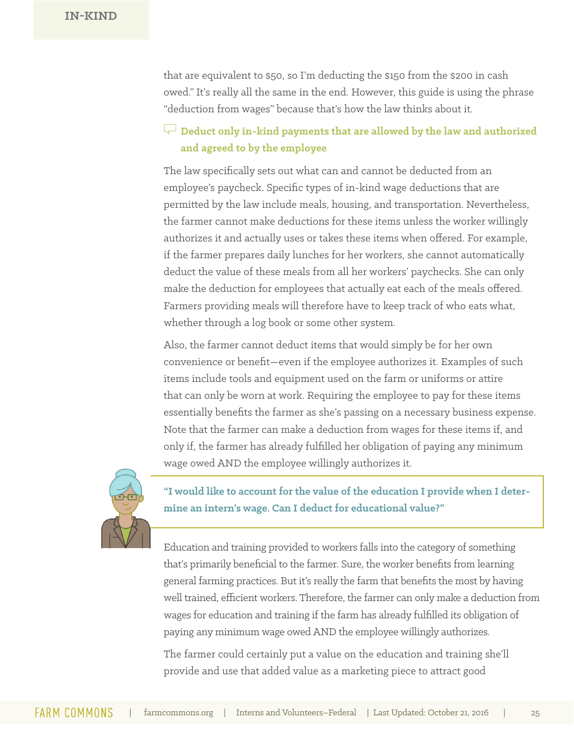that are equivalent to $50, so I'm deducting the $150 from the $200 in cash owed." It's really all the same in the end. However, this guide is using the phrase "deduction from wages" because that's how the law thinks about it.

### Deduct only in-kind payments that are allowed by the law and authorized and agreed to by the employee

The law specifically sets out what can and cannot be deducted from an employee's paycheck. Specific types of in-kind wage deductions that are permitted by the law include meals, housing, and transportation. Nevertheless, the farmer cannot make deductions for these items unless the worker willingly authorizes it and actually uses or takes these items when offered. For example, if the farmer prepares daily lunches for her workers, she cannot automatically deduct the value of these meals from all her workers' paychecks. She can only make the deduction for employees that actually eat each of the meals offered. Farmers providing meals will therefore have to keep track of who eats what, whether through a log book or some other system.

Also, the farmer cannot deduct items that would simply be for her own convenience or benefit—even if the employee authorizes it. Examples of such items include tools and equipment used on the farm or uniforms or attire that can only be worn at work. Requiring the employee to pay for these items essentially benefits the farmer as she's passing on a necessary business expense. Note that the farmer can make a deduction from wages for these items if, and only if, the farmer has already fulfilled her obligation of paying any minimum wage owed AND the employee willingly authorizes it.

**"I would like to account for the value of the education I provide when I determine an intern's wage. Can I deduct for educational value?"**

Education and training provided to workers falls into the category of something that's primarily beneficial to the farmer. Sure, the worker benefits from learning general farming practices. But it's really the farm that benefits the most by having well trained, efficient workers. Therefore, the farmer can only make a deduction from wages for education and training if the farm has already fulfilled its obligation of paying any minimum wage owed AND the employee willingly authorizes.

The farmer could certainly put a value on the education and training she'll provide and use that added value as a marketing piece to attract good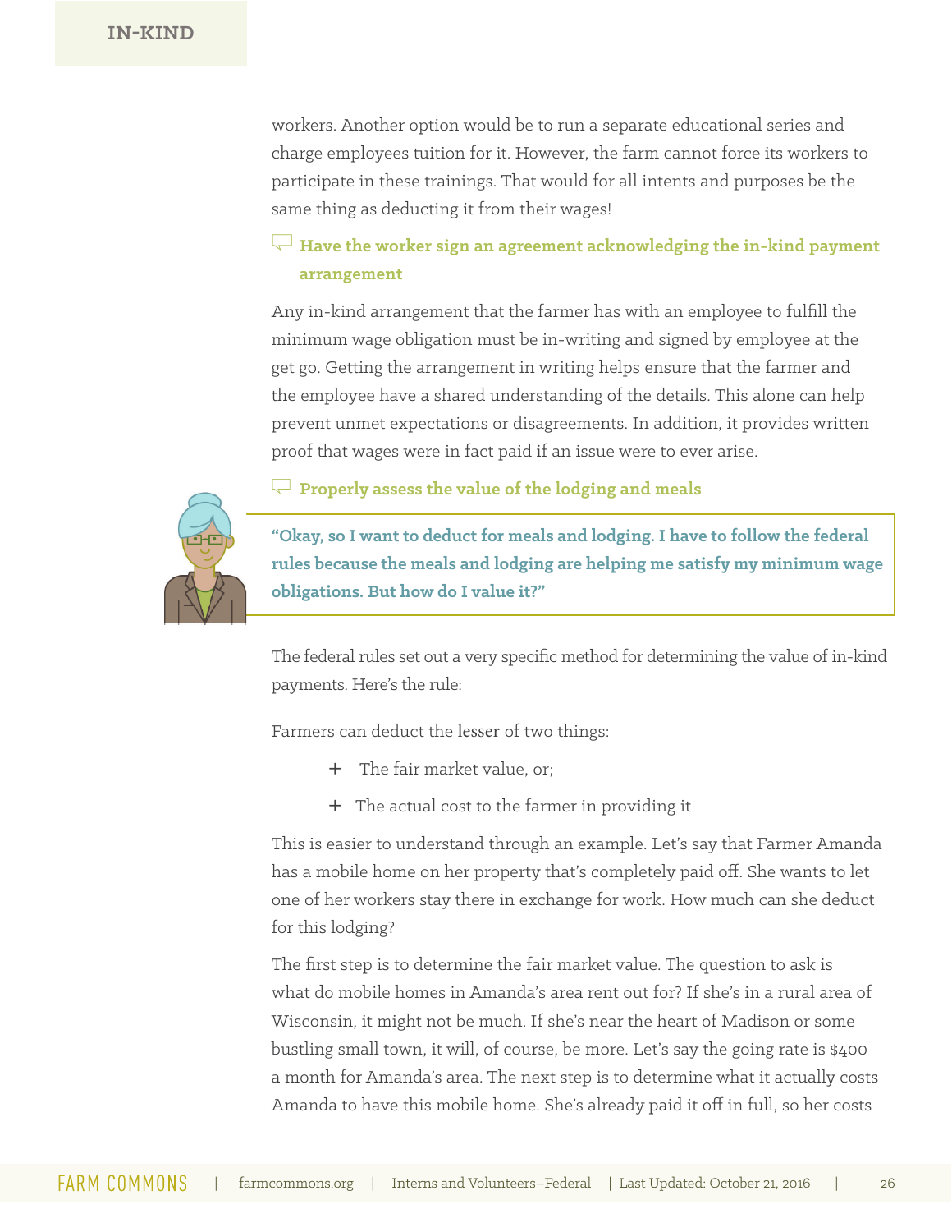workers. Another option would be to run a separate educational series and charge employees tuition for it. However, the farm cannot force its workers to participate in these trainings. That would for all intents and purposes be the same thing as deducting it from their wages!

### Have the worker sign an agreement acknowledging the in-kind payment arrangement

Any in-kind arrangement that the farmer has with an employee to fulfill the minimum wage obligation must be in-writing and signed by employee at the get go. Getting the arrangement in writing helps ensure that the farmer and the employee have a shared understanding of the details. This alone can help prevent unmet expectations or disagreements. In addition, it provides written proof that wages were in fact paid if an issue were to ever arise.

### Properly assess the value of the lodging and meals

> **"Okay, so I want to deduct for meals and lodging. I have to follow the federal rules because the meals and lodging are helping me satisfy my minimum wage obligations. But how do I value it?"**

The federal rules set out a very specific method for determining the value of in-kind payments. Here's the rule:

Farmers can deduct the lesser of two things:

+ The fair market value, or;
+ The actual cost to the farmer in providing it

This is easier to understand through an example. Let's say that Farmer Amanda has a mobile home on her property that's completely paid off. She wants to let one of her workers stay there in exchange for work. How much can she deduct for this lodging?

The first step is to determine the fair market value. The question to ask is what do mobile homes in Amanda's area rent out for? If she's in a rural area of Wisconsin, it might not be much. If she's near the heart of Madison or some bustling small town, it will, of course, be more. Let's say the going rate is $400 a month for Amanda's area. The next step is to determine what it actually costs Amanda to have this mobile home. She's already paid it off in full, so her costs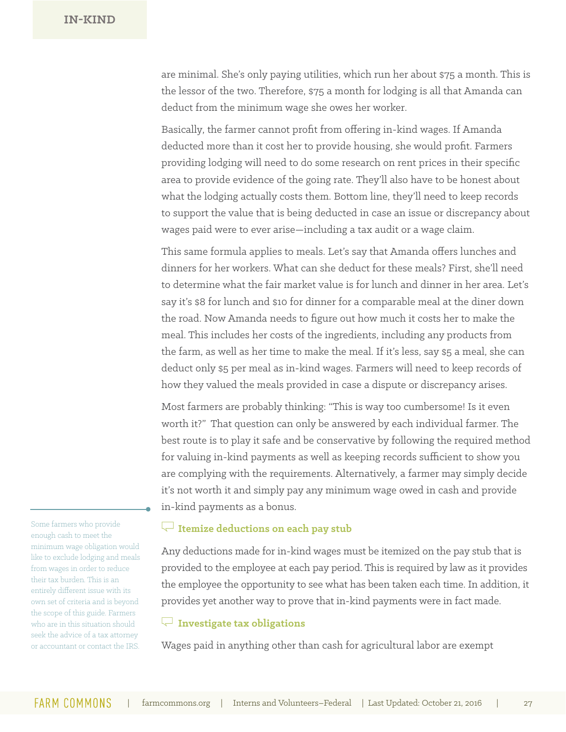are minimal. She's only paying utilities, which run her about $75 a month. This is the lessor of the two. Therefore, $75 a month for lodging is all that Amanda can deduct from the minimum wage she owes her worker.

Basically, the farmer cannot profit from offering in-kind wages. If Amanda deducted more than it cost her to provide housing, she would profit. Farmers providing lodging will need to do some research on rent prices in their specific area to provide evidence of the going rate. They'll also have to be honest about what the lodging actually costs them. Bottom line, they'll need to keep records to support the value that is being deducted in case an issue or discrepancy about wages paid were to ever arise—including a tax audit or a wage claim.

This same formula applies to meals. Let's say that Amanda offers lunches and dinners for her workers. What can she deduct for these meals? First, she'll need to determine what the fair market value is for lunch and dinner in her area. Let's say it's $8 for lunch and $10 for dinner for a comparable meal at the diner down the road. Now Amanda needs to figure out how much it costs her to make the meal. This includes her costs of the ingredients, including any products from the farm, as well as her time to make the meal. If it's less, say $5 a meal, she can deduct only $5 per meal as in-kind wages. Farmers will need to keep records of how they valued the meals provided in case a dispute or discrepancy arises.

Most farmers are probably thinking: "This is way too cumbersome! Is it even worth it?" That question can only be answered by each individual farmer. The best route is to play it safe and be conservative by following the required method for valuing in-kind payments as well as keeping records sufficient to show you are complying with the requirements. Alternatively, a farmer may simply decide it's not worth it and simply pay any minimum wage owed in cash and provide in-kind payments as a bonus.

Some farmers who provide enough cash to meet the minimum wage obligation would like to exclude lodging and meals from wages in order to reduce their tax burden. This is an entirely different issue with its own set of criteria and is beyond the scope of this guide. Farmers who are in this situation should seek the advice of a tax attorney or accountant or contact the IRS.

### Itemize deductions on each pay stub

Any deductions made for in-kind wages must be itemized on the pay stub that is provided to the employee at each pay period. This is required by law as it provides the employee the opportunity to see what has been taken each time. In addition, it provides yet another way to prove that in-kind payments were in fact made.

### Investigate tax obligations

Wages paid in anything other than cash for agricultural labor are exempt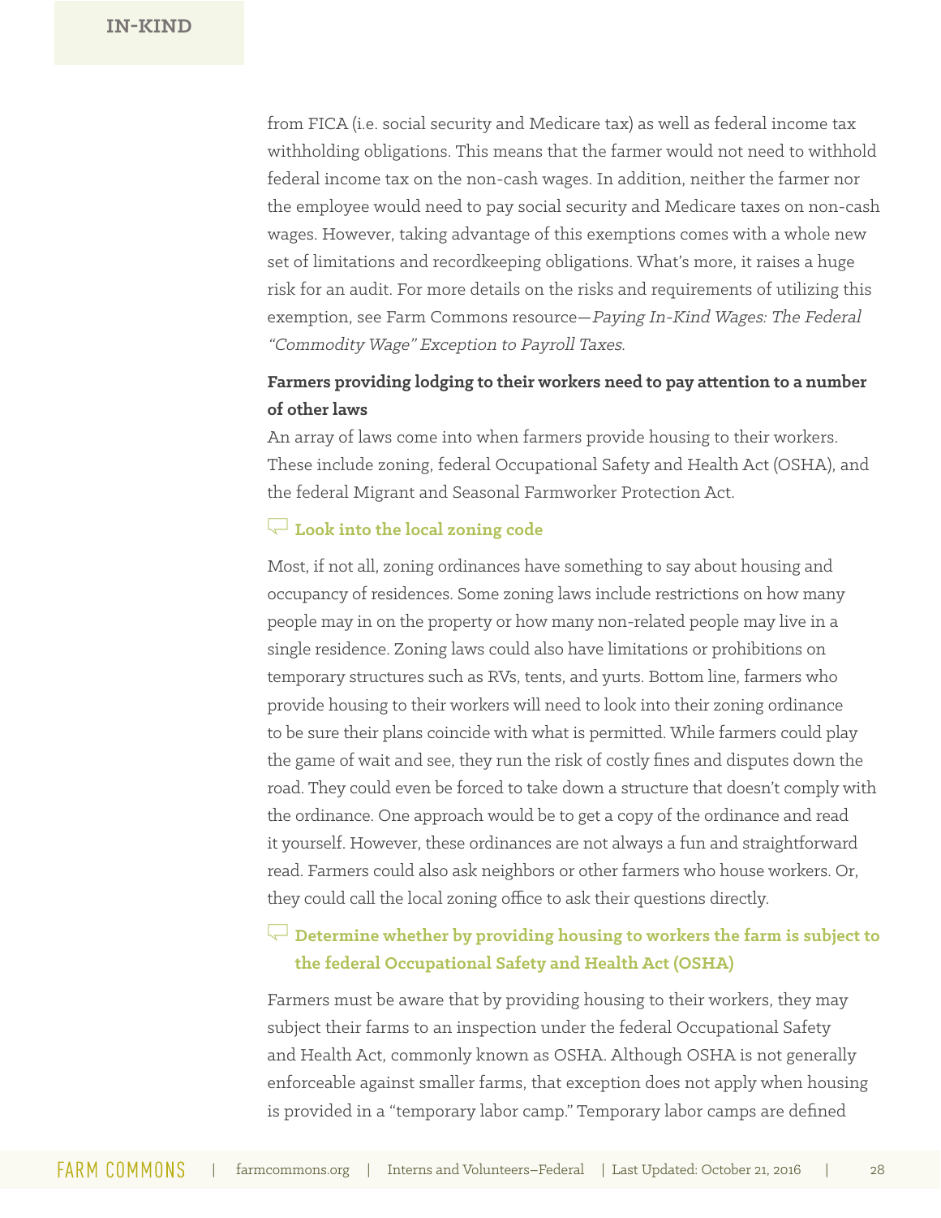from FICA (i.e. social security and Medicare tax) as well as federal income tax withholding obligations. This means that the farmer would not need to withhold federal income tax on the non-cash wages. In addition, neither the farmer nor the employee would need to pay social security and Medicare taxes on non-cash wages. However, taking advantage of this exemptions comes with a whole new set of limitations and recordkeeping obligations. What's more, it raises a huge risk for an audit. For more details on the risks and requirements of utilizing this exemption, see Farm Commons resource—*Paying In-Kind Wages: The Federal "Commodity Wage" Exception to Payroll Taxes.*

**Farmers providing lodging to their workers need to pay attention to a number of other laws**

An array of laws come into when farmers provide housing to their workers. These include zoning, federal Occupational Safety and Health Act (OSHA), and the federal Migrant and Seasonal Farmworker Protection Act.

### Look into the local zoning code

Most, if not all, zoning ordinances have something to say about housing and occupancy of residences. Some zoning laws include restrictions on how many people may in on the property or how many non-related people may live in a single residence. Zoning laws could also have limitations or prohibitions on temporary structures such as RVs, tents, and yurts. Bottom line, farmers who provide housing to their workers will need to look into their zoning ordinance to be sure their plans coincide with what is permitted. While farmers could play the game of wait and see, they run the risk of costly fines and disputes down the road. They could even be forced to take down a structure that doesn't comply with the ordinance. One approach would be to get a copy of the ordinance and read it yourself. However, these ordinances are not always a fun and straightforward read. Farmers could also ask neighbors or other farmers who house workers. Or, they could call the local zoning office to ask their questions directly.

### Determine whether by providing housing to workers the farm is subject to the federal Occupational Safety and Health Act (OSHA)

Farmers must be aware that by providing housing to their workers, they may subject their farms to an inspection under the federal Occupational Safety and Health Act, commonly known as OSHA. Although OSHA is not generally enforceable against smaller farms, that exception does not apply when housing is provided in a "temporary labor camp." Temporary labor camps are defined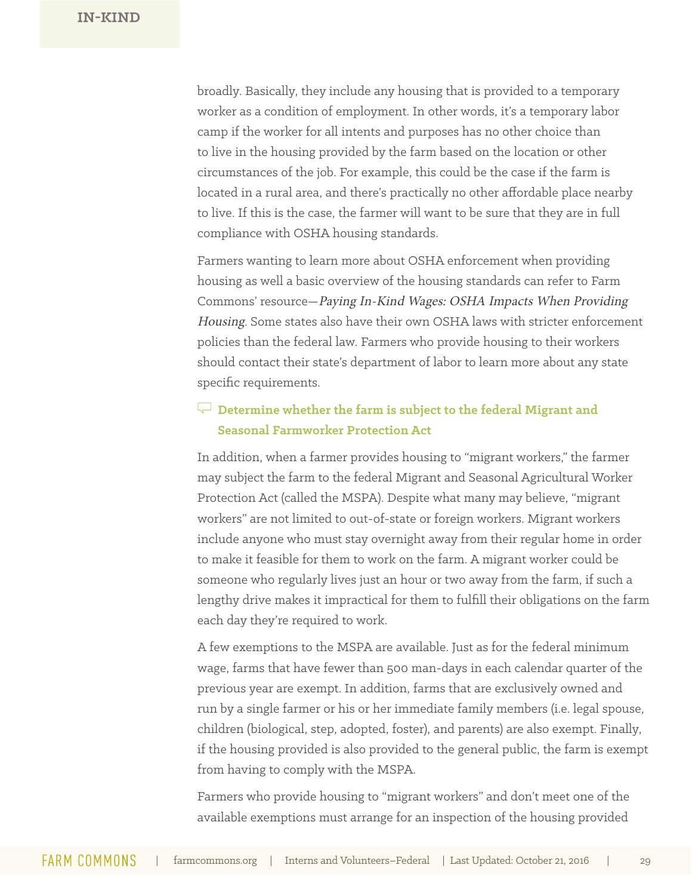broadly. Basically, they include any housing that is provided to a temporary worker as a condition of employment. In other words, it's a temporary labor camp if the worker for all intents and purposes has no other choice than to live in the housing provided by the farm based on the location or other circumstances of the job. For example, this could be the case if the farm is located in a rural area, and there's practically no other affordable place nearby to live. If this is the case, the farmer will want to be sure that they are in full compliance with OSHA housing standards.

Farmers wanting to learn more about OSHA enforcement when providing housing as well a basic overview of the housing standards can refer to Farm Commons' resource—*Paying In-Kind Wages: OSHA Impacts When Providing Housing*. Some states also have their own OSHA laws with stricter enforcement policies than the federal law. Farmers who provide housing to their workers should contact their state's department of labor to learn more about any state specific requirements.

### Determine whether the farm is subject to the federal Migrant and Seasonal Farmworker Protection Act

In addition, when a farmer provides housing to "migrant workers," the farmer may subject the farm to the federal Migrant and Seasonal Agricultural Worker Protection Act (called the MSPA). Despite what many may believe, "migrant workers" are not limited to out-of-state or foreign workers. Migrant workers include anyone who must stay overnight away from their regular home in order to make it feasible for them to work on the farm. A migrant worker could be someone who regularly lives just an hour or two away from the farm, if such a lengthy drive makes it impractical for them to fulfill their obligations on the farm each day they're required to work.

A few exemptions to the MSPA are available. Just as for the federal minimum wage, farms that have fewer than 500 man-days in each calendar quarter of the previous year are exempt. In addition, farms that are exclusively owned and run by a single farmer or his or her immediate family members (i.e. legal spouse, children (biological, step, adopted, foster), and parents) are also exempt. Finally, if the housing provided is also provided to the general public, the farm is exempt from having to comply with the MSPA.

Farmers who provide housing to "migrant workers" and don't meet one of the available exemptions must arrange for an inspection of the housing provided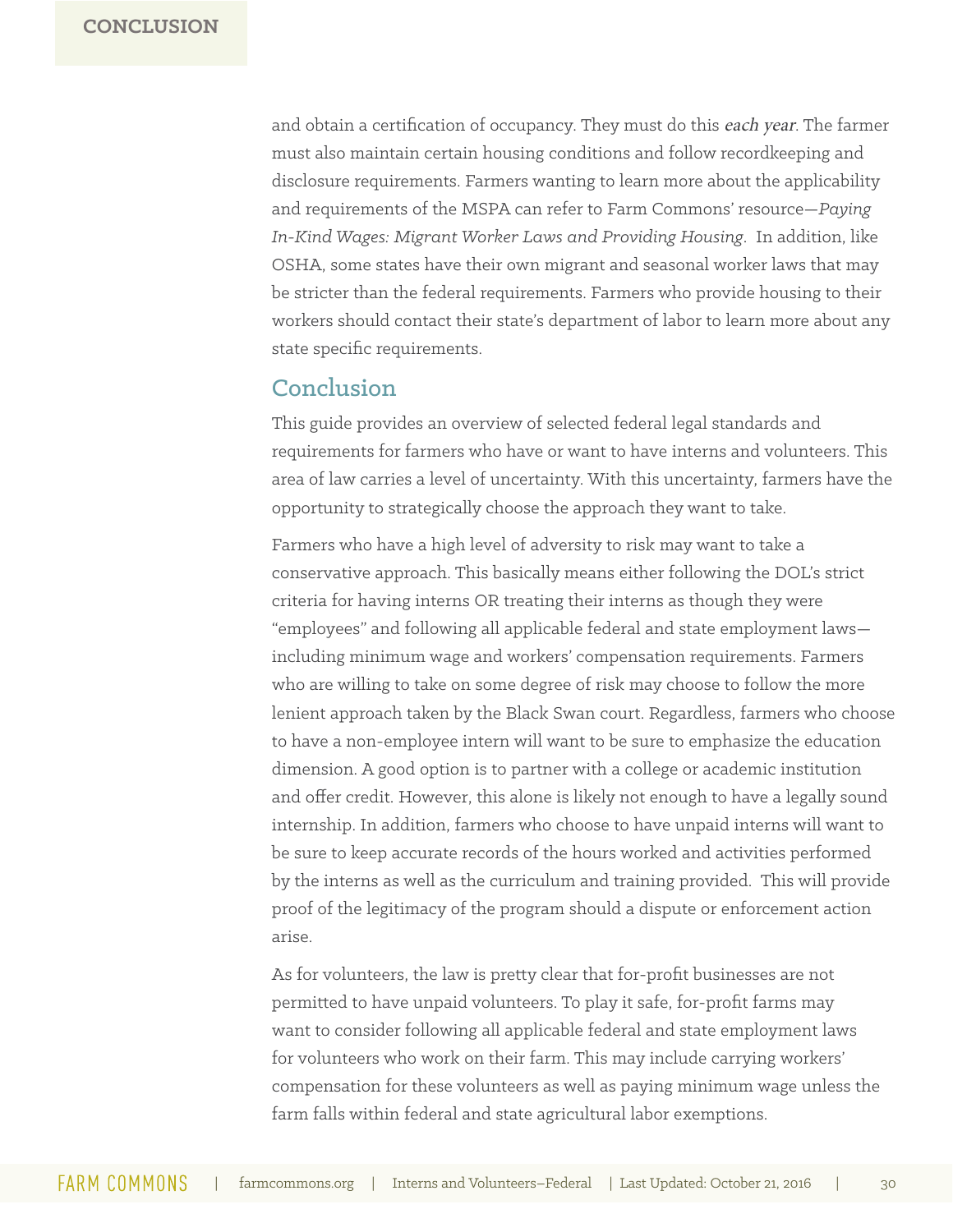and obtain a certification of occupancy. They must do this *each year*. The farmer must also maintain certain housing conditions and follow recordkeeping and disclosure requirements. Farmers wanting to learn more about the applicability and requirements of the MSPA can refer to Farm Commons' resource—*Paying In-Kind Wages: Migrant Worker Laws and Providing Housing*. In addition, like OSHA, some states have their own migrant and seasonal worker laws that may be stricter than the federal requirements. Farmers who provide housing to their workers should contact their state's department of labor to learn more about any state specific requirements.

## Conclusion

This guide provides an overview of selected federal legal standards and requirements for farmers who have or want to have interns and volunteers. This area of law carries a level of uncertainty. With this uncertainty, farmers have the opportunity to strategically choose the approach they want to take.

Farmers who have a high level of adversity to risk may want to take a conservative approach. This basically means either following the DOL's strict criteria for having interns OR treating their interns as though they were "employees" and following all applicable federal and state employment laws—including minimum wage and workers' compensation requirements. Farmers who are willing to take on some degree of risk may choose to follow the more lenient approach taken by the Black Swan court. Regardless, farmers who choose to have a non-employee intern will want to be sure to emphasize the education dimension. A good option is to partner with a college or academic institution and offer credit. However, this alone is likely not enough to have a legally sound internship. In addition, farmers who choose to have unpaid interns will want to be sure to keep accurate records of the hours worked and activities performed by the interns as well as the curriculum and training provided. This will provide proof of the legitimacy of the program should a dispute or enforcement action arise.

As for volunteers, the law is pretty clear that for-profit businesses are not permitted to have unpaid volunteers. To play it safe, for-profit farms may want to consider following all applicable federal and state employment laws for volunteers who work on their farm. This may include carrying workers' compensation for these volunteers as well as paying minimum wage unless the farm falls within federal and state agricultural labor exemptions.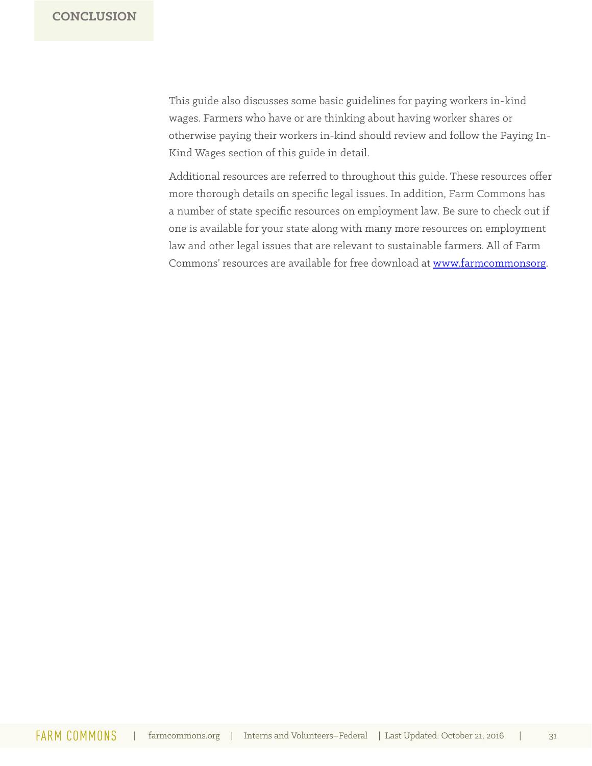## CONCLUSION

This guide also discusses some basic guidelines for paying workers in-kind wages. Farmers who have or are thinking about having worker shares or otherwise paying their workers in-kind should review and follow the Paying In-Kind Wages section of this guide in detail.

Additional resources are referred to throughout this guide. These resources offer more thorough details on specific legal issues. In addition, Farm Commons has a number of state specific resources on employment law. Be sure to check out if one is available for your state along with many more resources on employment law and other legal issues that are relevant to sustainable farmers. All of Farm Commons' resources are available for free download at www.farmcommonsorg.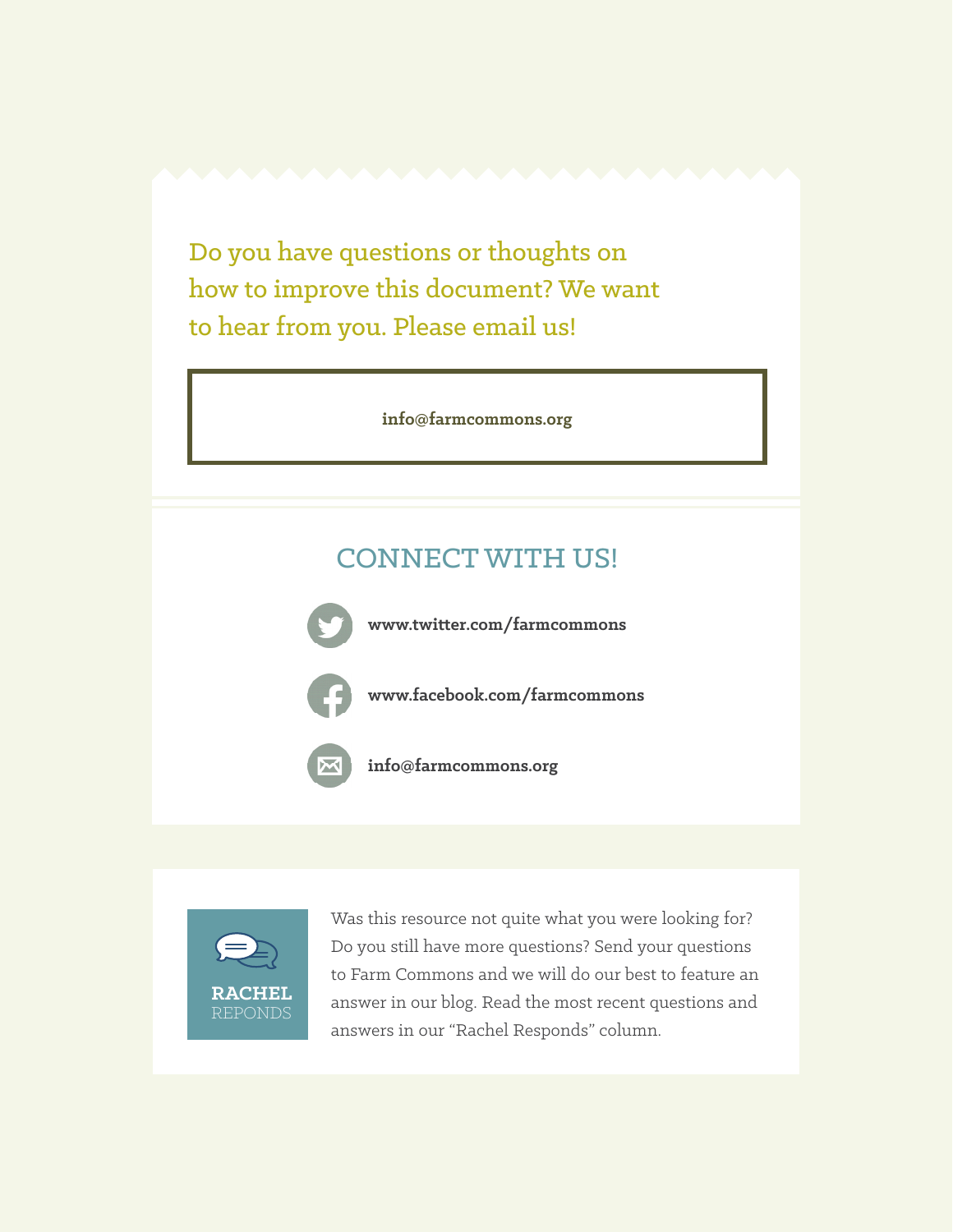Do you have questions or thoughts on how to improve this document? We want to hear from you. Please email us!

**info@farmcommons.org**

## CONNECT WITH US!

**www.twitter.com/farmcommons**

**www.facebook.com/farmcommons**

**info@farmcommons.org**

**RACHEL** REPONDS

Was this resource not quite what you were looking for? Do you still have more questions? Send your questions to Farm Commons and we will do our best to feature an answer in our blog. Read the most recent questions and answers in our "Rachel Responds" column.